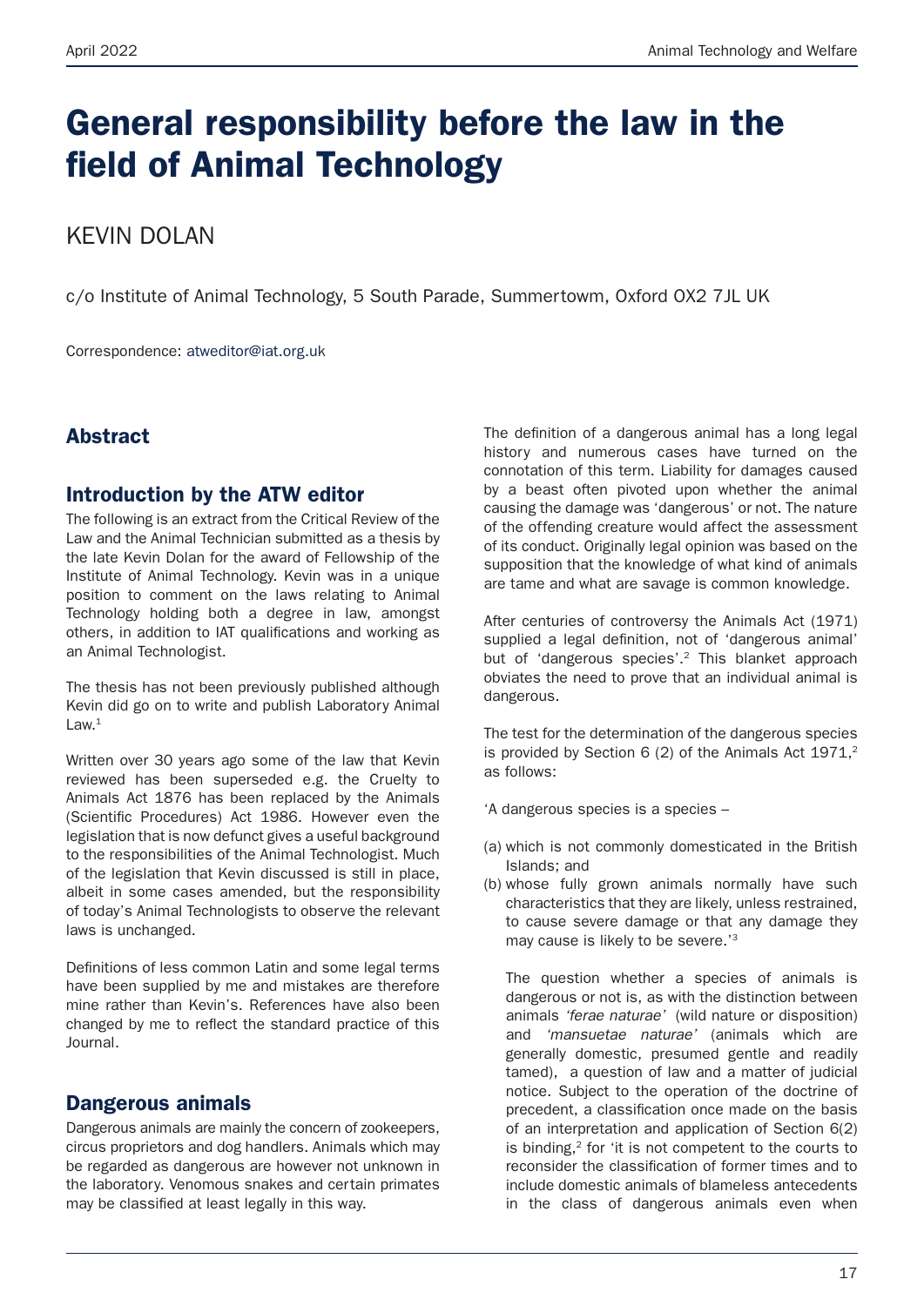# General responsibility before the law in the field of Animal Technology

KEVIN DOLAN

c/o Institute of Animal Technology, 5 South Parade, Summertown, Oxford OX2 7JL UK

Correspondence: atweditor@iat.org.uk

## Abstract

### Introduction by the ATW editor

The following is an extract from the Critical Review of the Law and the Animal Technician submitted as a thesis by the late Kevin Dolan for the award of Fellowship of the Institute of Animal Technology. Kevin was in a unique position to comment on the laws relating to Animal Technology holding both a degree in law, amongst others, in addition to IAT qualifications and working as an Animal Technologist.

The thesis has not been previously published although Kevin did go on to write and publish Laboratory Animal Law.[1]

Written over 30 years ago some of the law that Kevin reviewed has been superseded e.g. the Cruelty to Animals Act 1876 has been replaced by the Animals (Scientific Procedures) Act 1986. However even the legislation that is now defunct gives a useful background to the responsibilities of the Animal Technologist. Much of the legislation that Kevin discussed is still in place, albeit in some cases amended, but the responsibility of today's Animal Technologists to observe the relevant laws is unchanged.

Definitions of less common Latin and some legal terms have been supplied by me and mistakes are therefore mine rather than Kevin's. References have also been changed by me to reflect the standard practice of this Journal.

## Dangerous animals

Dangerous animals are mainly the concern of zookeepers, circus proprietors and dog handlers. Animals which may be regarded as dangerous are however not unknown in the laboratory. Venomous snakes and certain primates may be classified at least legally in this way.

The definition of a dangerous animal has a long legal history and numerous cases have turned on the connotation of this term. Liability for damages caused by a beast often pivoted upon whether the animal causing the damage was 'dangerous' or not. The nature of the offending creature would affect the assessment of its conduct. Originally legal opinion was based on the supposition that the knowledge of what kind of animals are tame and what are savage is common knowledge.

After centuries of controversy the Animals Act (1971) supplied a legal definition, not of 'dangerous animal' but of 'dangerous species'.[2] This blanket approach obviates the need to prove that an individual animal is dangerous.

The test for the determination of the dangerous species is provided by Section 6 (2) of the Animals Act 1971,[2] as follows:

'A dangerous species is a species –

(a) which is not commonly domesticated in the British Islands; and
(b) whose fully grown animals normally have such characteristics that they are likely, unless restrained, to cause severe damage or that any damage they may cause is likely to be severe.'[3]

The question whether a species of animals is dangerous or not is, as with the distinction between animals *'ferae naturae'* (wild nature or disposition) and *'mansuetae naturae'* (animals which are generally domestic, presumed gentle and readily tamed), a question of law and a matter of judicial notice. Subject to the operation of the doctrine of precedent, a classification once made on the basis of an interpretation and application of Section 6(2) is binding,[2] for 'it is not competent to the courts to reconsider the classification of former times and to include domestic animals of blameless antecedents in the class of dangerous animals even when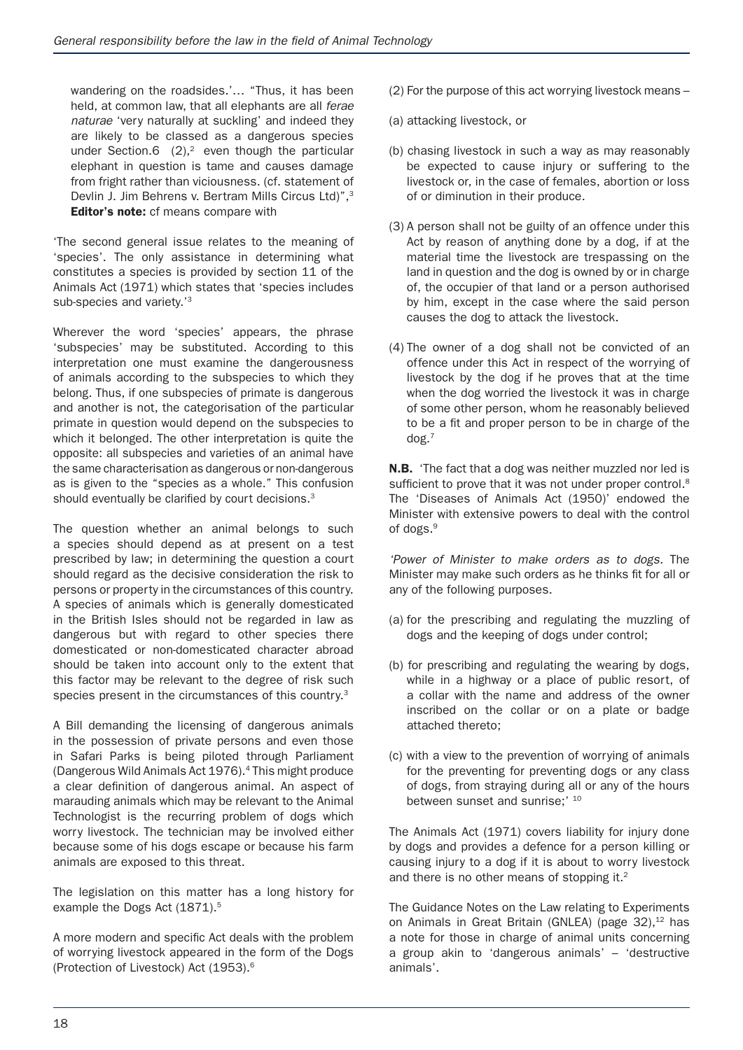wandering on the roadsides.'… "Thus, it has been held, at common law, that all elephants are all *ferae naturae* 'very naturally at suckling' and indeed they are likely to be classed as a dangerous species under Section.6 (2),[2] even though the particular elephant in question is tame and causes damage from fright rather than viciousness. (cf. statement of Devlin J. Jim Behrens v. Bertram Mills Circus Ltd)",[3]
**Editor's note:** cf means compare with

'The second general issue relates to the meaning of 'species'. The only assistance in determining what constitutes a species is provided by section 11 of the Animals Act (1971) which states that 'species includes sub-species and variety.'[3]

Wherever the word 'species' appears, the phrase 'subspecies' may be substituted. According to this interpretation one must examine the dangerousness of animals according to the subspecies to which they belong. Thus, if one subspecies of primate is dangerous and another is not, the categorisation of the particular primate in question would depend on the subspecies to which it belonged. The other interpretation is quite the opposite: all subspecies and varieties of an animal have the same characterisation as dangerous or non-dangerous as is given to the "species as a whole." This confusion should eventually be clarified by court decisions.[3]

The question whether an animal belongs to such a species should depend as at present on a test prescribed by law; in determining the question a court should regard as the decisive consideration the risk to persons or property in the circumstances of this country. A species of animals which is generally domesticated in the British Isles should not be regarded in law as dangerous but with regard to other species there domesticated or non-domesticated character abroad should be taken into account only to the extent that this factor may be relevant to the degree of risk such species present in the circumstances of this country.[3]

A Bill demanding the licensing of dangerous animals in the possession of private persons and even those in Safari Parks is being piloted through Parliament (Dangerous Wild Animals Act 1976).[4] This might produce a clear definition of dangerous animal. An aspect of marauding animals which may be relevant to the Animal Technologist is the recurring problem of dogs which worry livestock. The technician may be involved either because some of his dogs escape or because his farm animals are exposed to this threat.

The legislation on this matter has a long history for example the Dogs Act (1871).[5]

A more modern and specific Act deals with the problem of worrying livestock appeared in the form of the Dogs (Protection of Livestock) Act (1953).[6]

(2) For the purpose of this act worrying livestock means –

(a) attacking livestock, or

(b) chasing livestock in such a way as may reasonably be expected to cause injury or suffering to the livestock or, in the case of females, abortion or loss of or diminution in their produce.

(3) A person shall not be guilty of an offence under this Act by reason of anything done by a dog, if at the material time the livestock are trespassing on the land in question and the dog is owned by or in charge of, the occupier of that land or a person authorised by him, except in the case where the said person causes the dog to attack the livestock.

(4) The owner of a dog shall not be convicted of an offence under this Act in respect of the worrying of livestock by the dog if he proves that at the time when the dog worried the livestock it was in charge of some other person, whom he reasonably believed to be a fit and proper person to be in charge of the dog.[7]

**N.B.** 'The fact that a dog was neither muzzled nor led is sufficient to prove that it was not under proper control.[8] The 'Diseases of Animals Act (1950)' endowed the Minister with extensive powers to deal with the control of dogs.[9]

*'Power of Minister to make orders as to dogs.* The Minister may make such orders as he thinks fit for all or any of the following purposes.

(a) for the prescribing and regulating the muzzling of dogs and the keeping of dogs under control;

(b) for prescribing and regulating the wearing by dogs, while in a highway or a place of public resort, of a collar with the name and address of the owner inscribed on the collar or on a plate or badge attached thereto;

(c) with a view to the prevention of worrying of animals for the preventing for preventing dogs or any class of dogs, from straying during all or any of the hours between sunset and sunrise;' [10]

The Animals Act (1971) covers liability for injury done by dogs and provides a defence for a person killing or causing injury to a dog if it is about to worry livestock and there is no other means of stopping it.[2]

The Guidance Notes on the Law relating to Experiments on Animals in Great Britain (GNLEA) (page 32),[12] has a note for those in charge of animal units concerning a group akin to 'dangerous animals' – 'destructive animals'.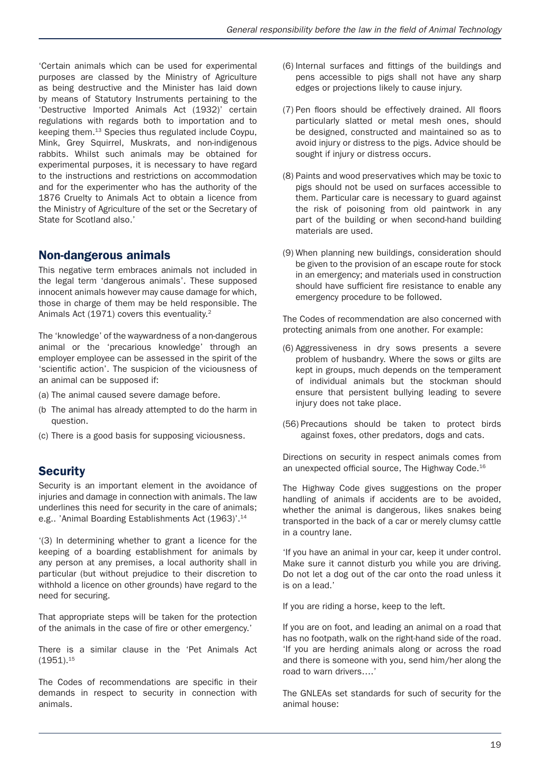'Certain animals which can be used for experimental purposes are classed by the Ministry of Agriculture as being destructive and the Minister has laid down by means of Statutory Instruments pertaining to the 'Destructive Imported Animals Act (1932)' certain regulations with regards both to importation and to keeping them.[13] Species thus regulated include Coypu, Mink, Grey Squirrel, Muskrats, and non-indigenous rabbits. Whilst such animals may be obtained for experimental purposes, it is necessary to have regard to the instructions and restrictions on accommodation and for the experimenter who has the authority of the 1876 Cruelty to Animals Act to obtain a licence from the Ministry of Agriculture of the set or the Secretary of State for Scotland also.'

## Non-dangerous animals

This negative term embraces animals not included in the legal term 'dangerous animals'. These supposed innocent animals however may cause damage for which, those in charge of them may be held responsible. The Animals Act (1971) covers this eventuality.[2]

The 'knowledge' of the waywardness of a non-dangerous animal or the 'precarious knowledge' through an employer employee can be assessed in the spirit of the 'scientific action'. The suspicion of the viciousness of an animal can be supposed if:

(a) The animal caused severe damage before.

(b The animal has already attempted to do the harm in question.

(c) There is a good basis for supposing viciousness.

## Security

Security is an important element in the avoidance of injuries and damage in connection with animals. The law underlines this need for security in the care of animals; e.g.. 'Animal Boarding Establishments Act (1963)'.[14]

'(3) In determining whether to grant a licence for the keeping of a boarding establishment for animals by any person at any premises, a local authority shall in particular (but without prejudice to their discretion to withhold a licence on other grounds) have regard to the need for securing.

That appropriate steps will be taken for the protection of the animals in the case of fire or other emergency.'

There is a similar clause in the 'Pet Animals Act (1951).[15]

The Codes of recommendations are specific in their demands in respect to security in connection with animals.

(6) Internal surfaces and fittings of the buildings and pens accessible to pigs shall not have any sharp edges or projections likely to cause injury.

(7) Pen floors should be effectively drained. All floors particularly slatted or metal mesh ones, should be designed, constructed and maintained so as to avoid injury or distress to the pigs. Advice should be sought if injury or distress occurs.

(8) Paints and wood preservatives which may be toxic to pigs should not be used on surfaces accessible to them. Particular care is necessary to guard against the risk of poisoning from old paintwork in any part of the building or when second-hand building materials are used.

(9) When planning new buildings, consideration should be given to the provision of an escape route for stock in an emergency; and materials used in construction should have sufficient fire resistance to enable any emergency procedure to be followed.

The Codes of recommendation are also concerned with protecting animals from one another. For example:

(6) Aggressiveness in dry sows presents a severe problem of husbandry. Where the sows or gilts are kept in groups, much depends on the temperament of individual animals but the stockman should ensure that persistent bullying leading to severe injury does not take place.

(56) Precautions should be taken to protect birds against foxes, other predators, dogs and cats.

Directions on security in respect animals comes from an unexpected official source, The Highway Code.[16]

The Highway Code gives suggestions on the proper handling of animals if accidents are to be avoided, whether the animal is dangerous, likes snakes being transported in the back of a car or merely clumsy cattle in a country lane.

'If you have an animal in your car, keep it under control. Make sure it cannot disturb you while you are driving. Do not let a dog out of the car onto the road unless it is on a lead.'

If you are riding a horse, keep to the left.

If you are on foot, and leading an animal on a road that has no footpath, walk on the right-hand side of the road. 'If you are herding animals along or across the road and there is someone with you, send him/her along the road to warn drivers….'

The GNLEAs set standards for such of security for the animal house: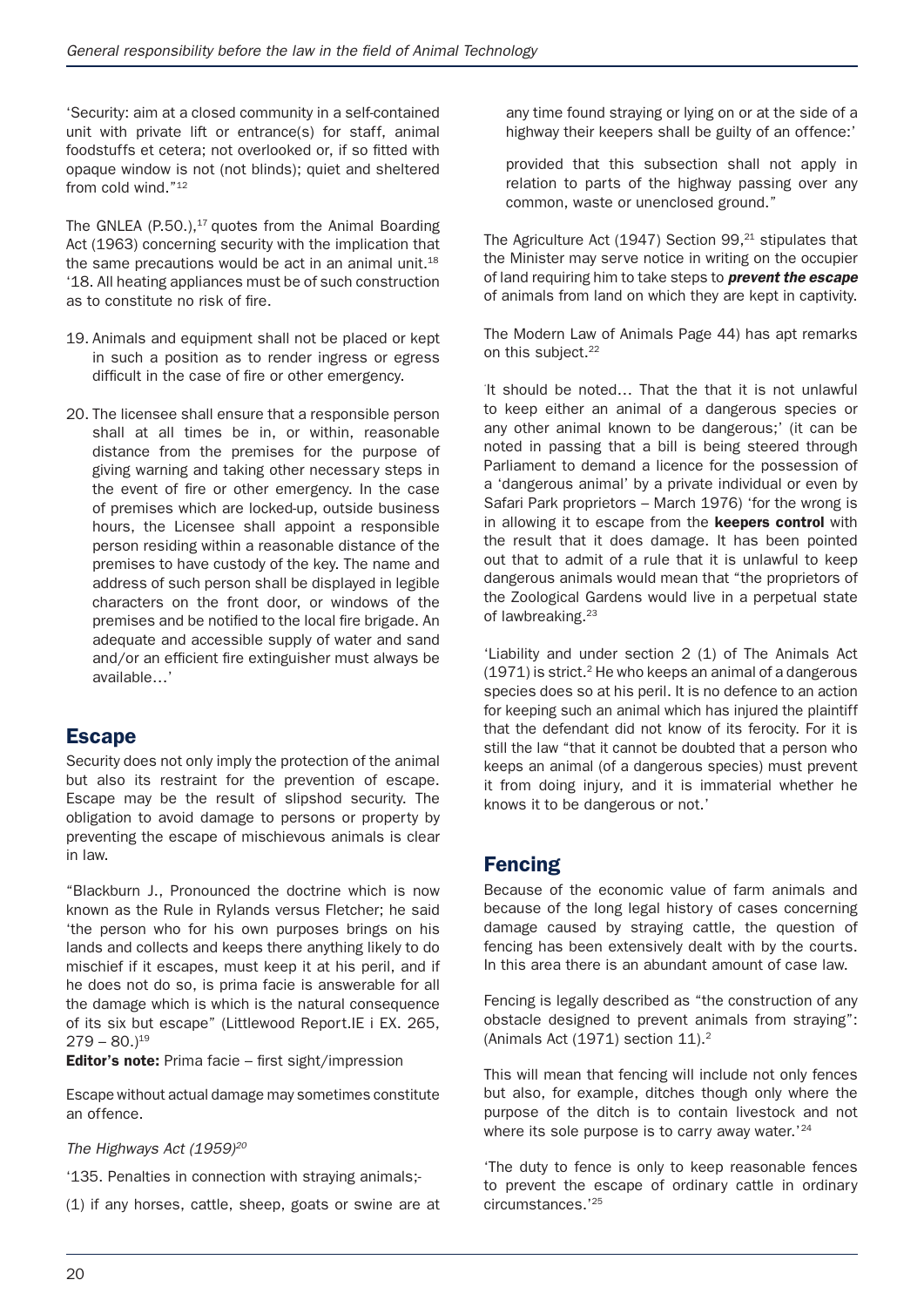'Security: aim at a closed community in a self-contained unit with private lift or entrance(s) for staff, animal foodstuffs et cetera; not overlooked or, if so fitted with opaque window is not (not blinds); quiet and sheltered from cold wind."[12]

The GNLEA (P.50.),[17] quotes from the Animal Boarding Act (1963) concerning security with the implication that the same precautions would be act in an animal unit.[18] '18. All heating appliances must be of such construction as to constitute no risk of fire.

19. Animals and equipment shall not be placed or kept in such a position as to render ingress or egress difficult in the case of fire or other emergency.

20. The licensee shall ensure that a responsible person shall at all times be in, or within, reasonable distance from the premises for the purpose of giving warning and taking other necessary steps in the event of fire or other emergency. In the case of premises which are locked-up, outside business hours, the Licensee shall appoint a responsible person residing within a reasonable distance of the premises to have custody of the key. The name and address of such person shall be displayed in legible characters on the front door, or windows of the premises and be notified to the local fire brigade. An adequate and accessible supply of water and sand and/or an efficient fire extinguisher must always be available…'

## Escape

Security does not only imply the protection of the animal but also its restraint for the prevention of escape. Escape may be the result of slipshod security. The obligation to avoid damage to persons or property by preventing the escape of mischievous animals is clear in law.

"Blackburn J., Pronounced the doctrine which is now known as the Rule in Rylands versus Fletcher; he said 'the person who for his own purposes brings on his lands and collects and keeps there anything likely to do mischief if it escapes, must keep it at his peril, and if he does not do so, is prima facie is answerable for all the damage which is which is the natural consequence of its six but escape" (Littlewood Report.IE i EX. 265, 279 – 80.)[19]

**Editor's note:** Prima facie – first sight/impression

Escape without actual damage may sometimes constitute an offence.

*The Highways Act (1959)[20]*

'135. Penalties in connection with straying animals;-

(1) if any horses, cattle, sheep, goats or swine are at any time found straying or lying on or at the side of a highway their keepers shall be guilty of an offence:'

provided that this subsection shall not apply in relation to parts of the highway passing over any common, waste or unenclosed ground."

The Agriculture Act (1947) Section 99,[21] stipulates that the Minister may serve notice in writing on the occupier of land requiring him to take steps to ***prevent the escape*** of animals from land on which they are kept in captivity.

The Modern Law of Animals Page 44) has apt remarks on this subject.[22]

'It should be noted… That the that it is not unlawful to keep either an animal of a dangerous species or any other animal known to be dangerous;' (it can be noted in passing that a bill is being steered through Parliament to demand a licence for the possession of a 'dangerous animal' by a private individual or even by Safari Park proprietors – March 1976) 'for the wrong is in allowing it to escape from the **keepers control** with the result that it does damage. It has been pointed out that to admit of a rule that it is unlawful to keep dangerous animals would mean that "the proprietors of the Zoological Gardens would live in a perpetual state of lawbreaking.[23]

'Liability and under section 2 (1) of The Animals Act (1971) is strict.[2] He who keeps an animal of a dangerous species does so at his peril. It is no defence to an action for keeping such an animal which has injured the plaintiff that the defendant did not know of its ferocity. For it is still the law "that it cannot be doubted that a person who keeps an animal (of a dangerous species) must prevent it from doing injury, and it is immaterial whether he knows it to be dangerous or not.'

## Fencing

Because of the economic value of farm animals and because of the long legal history of cases concerning damage caused by straying cattle, the question of fencing has been extensively dealt with by the courts. In this area there is an abundant amount of case law.

Fencing is legally described as "the construction of any obstacle designed to prevent animals from straying": (Animals Act (1971) section 11).[2]

This will mean that fencing will include not only fences but also, for example, ditches though only where the purpose of the ditch is to contain livestock and not where its sole purpose is to carry away water.'[24]

'The duty to fence is only to keep reasonable fences to prevent the escape of ordinary cattle in ordinary circumstances.'[25]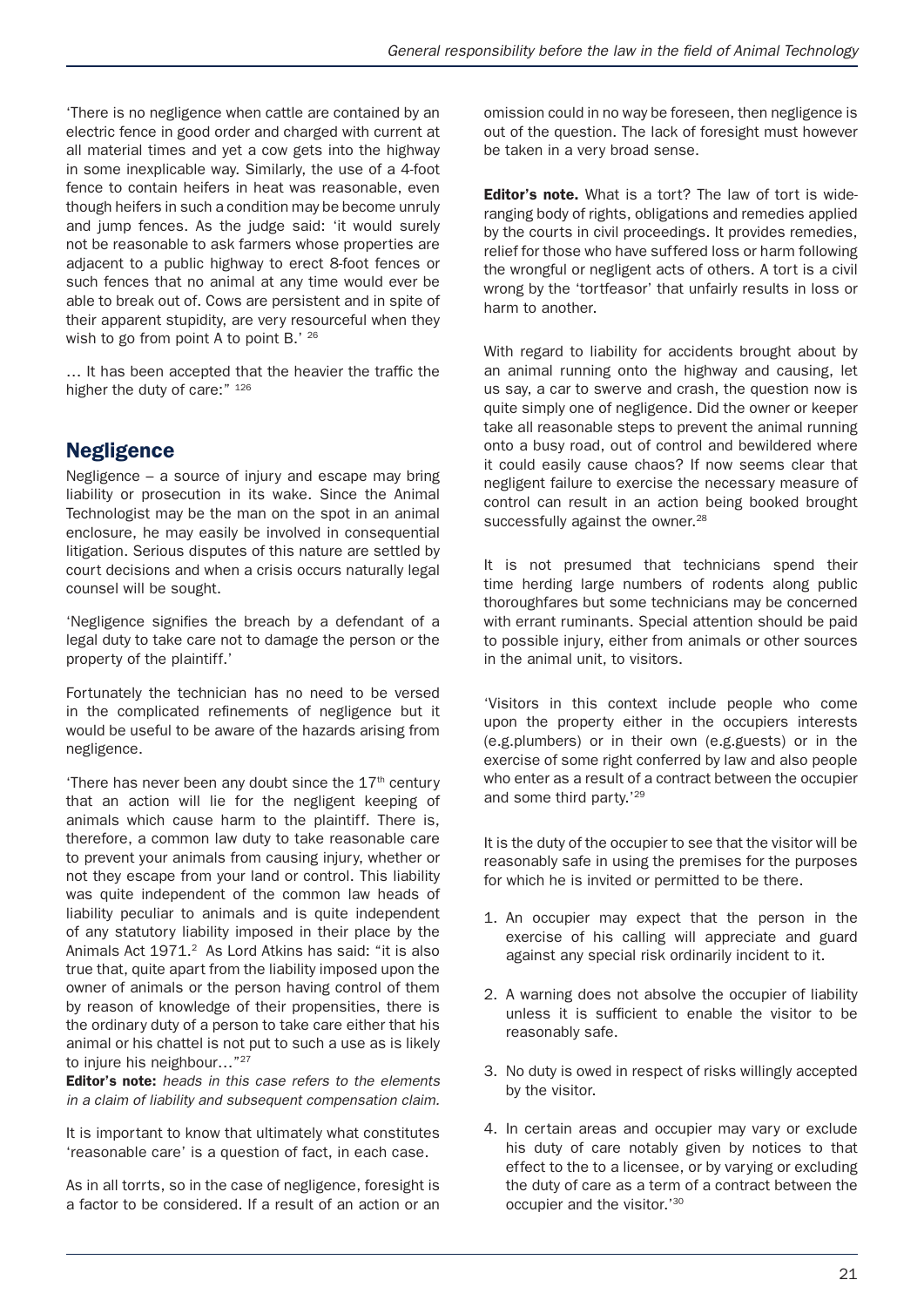'There is no negligence when cattle are contained by an electric fence in good order and charged with current at all material times and yet a cow gets into the highway in some inexplicable way. Similarly, the use of a 4-foot fence to contain heifers in heat was reasonable, even though heifers in such a condition may be become unruly and jump fences. As the judge said: 'it would surely not be reasonable to ask farmers whose properties are adjacent to a public highway to erect 8-foot fences or such fences that no animal at any time would ever be able to break out of. Cows are persistent and in spite of their apparent stupidity, are very resourceful when they wish to go from point A to point B.' [26]

… It has been accepted that the heavier the traffic the higher the duty of care:" [126]

## Negligence

Negligence – a source of injury and escape may bring liability or prosecution in its wake. Since the Animal Technologist may be the man on the spot in an animal enclosure, he may easily be involved in consequential litigation. Serious disputes of this nature are settled by court decisions and when a crisis occurs naturally legal counsel will be sought.

'Negligence signifies the breach by a defendant of a legal duty to take care not to damage the person or the property of the plaintiff.'

Fortunately the technician has no need to be versed in the complicated refinements of negligence but it would be useful to be aware of the hazards arising from negligence.

'There has never been any doubt since the 17th century that an action will lie for the negligent keeping of animals which cause harm to the plaintiff. There is, therefore, a common law duty to take reasonable care to prevent your animals from causing injury, whether or not they escape from your land or control. This liability was quite independent of the common law heads of liability peculiar to animals and is quite independent of any statutory liability imposed in their place by the Animals Act 1971.[2] As Lord Atkins has said: "it is also true that, quite apart from the liability imposed upon the owner of animals or the person having control of them by reason of knowledge of their propensities, there is the ordinary duty of a person to take care either that his animal or his chattel is not put to such a use as is likely to injure his neighbour…"[27]

**Editor's note:** *heads in this case refers to the elements in a claim of liability and subsequent compensation claim.*

It is important to know that ultimately what constitutes 'reasonable care' is a question of fact, in each case.

As in all torrts, so in the case of negligence, foresight is a factor to be considered. If a result of an action or an omission could in no way be foreseen, then negligence is out of the question. The lack of foresight must however be taken in a very broad sense.

**Editor's note.** What is a tort? The law of tort is wide-ranging body of rights, obligations and remedies applied by the courts in civil proceedings. It provides remedies, relief for those who have suffered loss or harm following the wrongful or negligent acts of others. A tort is a civil wrong by the 'tortfeasor' that unfairly results in loss or harm to another.

With regard to liability for accidents brought about by an animal running onto the highway and causing, let us say, a car to swerve and crash, the question now is quite simply one of negligence. Did the owner or keeper take all reasonable steps to prevent the animal running onto a busy road, out of control and bewildered where it could easily cause chaos? If now seems clear that negligent failure to exercise the necessary measure of control can result in an action being booked brought successfully against the owner.[28]

It is not presumed that technicians spend their time herding large numbers of rodents along public thoroughfares but some technicians may be concerned with errant ruminants. Special attention should be paid to possible injury, either from animals or other sources in the animal unit, to visitors.

'Visitors in this context include people who come upon the property either in the occupiers interests (e.g.plumbers) or in their own (e.g.guests) or in the exercise of some right conferred by law and also people who enter as a result of a contract between the occupier and some third party.'[29]

It is the duty of the occupier to see that the visitor will be reasonably safe in using the premises for the purposes for which he is invited or permitted to be there.

1. An occupier may expect that the person in the exercise of his calling will appreciate and guard against any special risk ordinarily incident to it.
2. A warning does not absolve the occupier of liability unless it is sufficient to enable the visitor to be reasonably safe.
3. No duty is owed in respect of risks willingly accepted by the visitor.
4. In certain areas and occupier may vary or exclude his duty of care notably given by notices to that effect to the to a licensee, or by varying or excluding the duty of care as a term of a contract between the occupier and the visitor.'[30]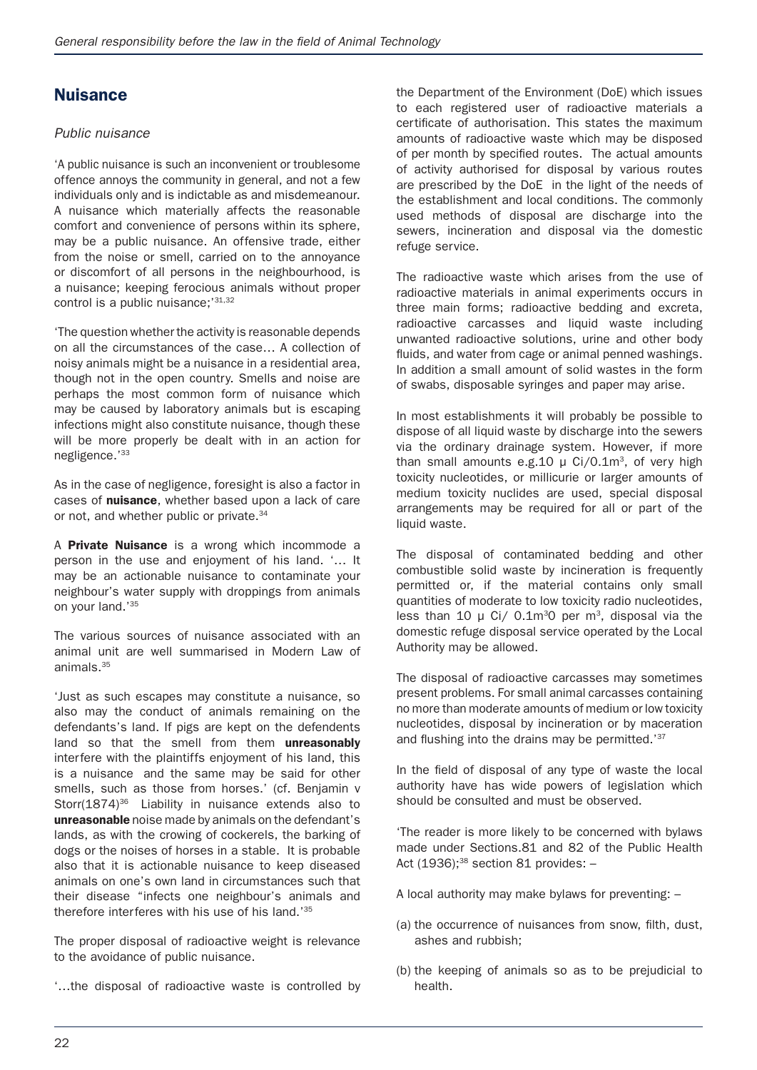## Nuisance

*Public nuisance*

'A public nuisance is such an inconvenient or troublesome offence annoys the community in general, and not a few individuals only and is indictable as and misdemeanour. A nuisance which materially affects the reasonable comfort and convenience of persons within its sphere, may be a public nuisance. An offensive trade, either from the noise or smell, carried on to the annoyance or discomfort of all persons in the neighbourhood, is a nuisance; keeping ferocious animals without proper control is a public nuisance;'[31,32]

'The question whether the activity is reasonable depends on all the circumstances of the case… A collection of noisy animals might be a nuisance in a residential area, though not in the open country. Smells and noise are perhaps the most common form of nuisance which may be caused by laboratory animals but is escaping infections might also constitute nuisance, though these will be more properly be dealt with in an action for negligence.'[33]

As in the case of negligence, foresight is also a factor in cases of **nuisance**, whether based upon a lack of care or not, and whether public or private.[34]

A **Private Nuisance** is a wrong which incommode a person in the use and enjoyment of his land. '… It may be an actionable nuisance to contaminate your neighbour's water supply with droppings from animals on your land.'[35]

The various sources of nuisance associated with an animal unit are well summarised in Modern Law of animals.[35]

'Just as such escapes may constitute a nuisance, so also may the conduct of animals remaining on the defendants's land. If pigs are kept on the defendents land so that the smell from them **unreasonably** interfere with the plaintiffs enjoyment of his land, this is a nuisance and the same may be said for other smells, such as those from horses.' (cf. Benjamin v Storr(1874)[36] Liability in nuisance extends also to **unreasonable** noise made by animals on the defendant's lands, as with the crowing of cockerels, the barking of dogs or the noises of horses in a stable. It is probable also that it is actionable nuisance to keep diseased animals on one's own land in circumstances such that their disease "infects one neighbour's animals and therefore interferes with his use of his land.'[35]

The proper disposal of radioactive weight is relevance to the avoidance of public nuisance.

'…the disposal of radioactive waste is controlled by the Department of the Environment (DoE) which issues to each registered user of radioactive materials a certificate of authorisation. This states the maximum amounts of radioactive waste which may be disposed of per month by specified routes. The actual amounts of activity authorised for disposal by various routes are prescribed by the DoE in the light of the needs of the establishment and local conditions. The commonly used methods of disposal are discharge into the sewers, incineration and disposal via the domestic refuge service.

The radioactive waste which arises from the use of radioactive materials in animal experiments occurs in three main forms; radioactive bedding and excreta, radioactive carcasses and liquid waste including unwanted radioactive solutions, urine and other body fluids, and water from cage or animal penned washings. In addition a small amount of solid wastes in the form of swabs, disposable syringes and paper may arise.

In most establishments it will probably be possible to dispose of all liquid waste by discharge into the sewers via the ordinary drainage system. However, if more than small amounts e.g.10 µ Ci/0.1m$^3$, of very high toxicity nucleotides, or millicurie or larger amounts of medium toxicity nuclides are used, special disposal arrangements may be required for all or part of the liquid waste.

The disposal of contaminated bedding and other combustible solid waste by incineration is frequently permitted or, if the material contains only small quantities of moderate to low toxicity radio nucleotides, less than 10 µ Ci/ 0.1m$^3$0 per m$^3$, disposal via the domestic refuge disposal service operated by the Local Authority may be allowed.

The disposal of radioactive carcasses may sometimes present problems. For small animal carcasses containing no more than moderate amounts of medium or low toxicity nucleotides, disposal by incineration or by maceration and flushing into the drains may be permitted.'[37]

In the field of disposal of any type of waste the local authority have has wide powers of legislation which should be consulted and must be observed.

'The reader is more likely to be concerned with bylaws made under Sections.81 and 82 of the Public Health Act (1936);[38] section 81 provides: –

A local authority may make bylaws for preventing: –

(a) the occurrence of nuisances from snow, filth, dust, ashes and rubbish;

(b) the keeping of animals so as to be prejudicial to health.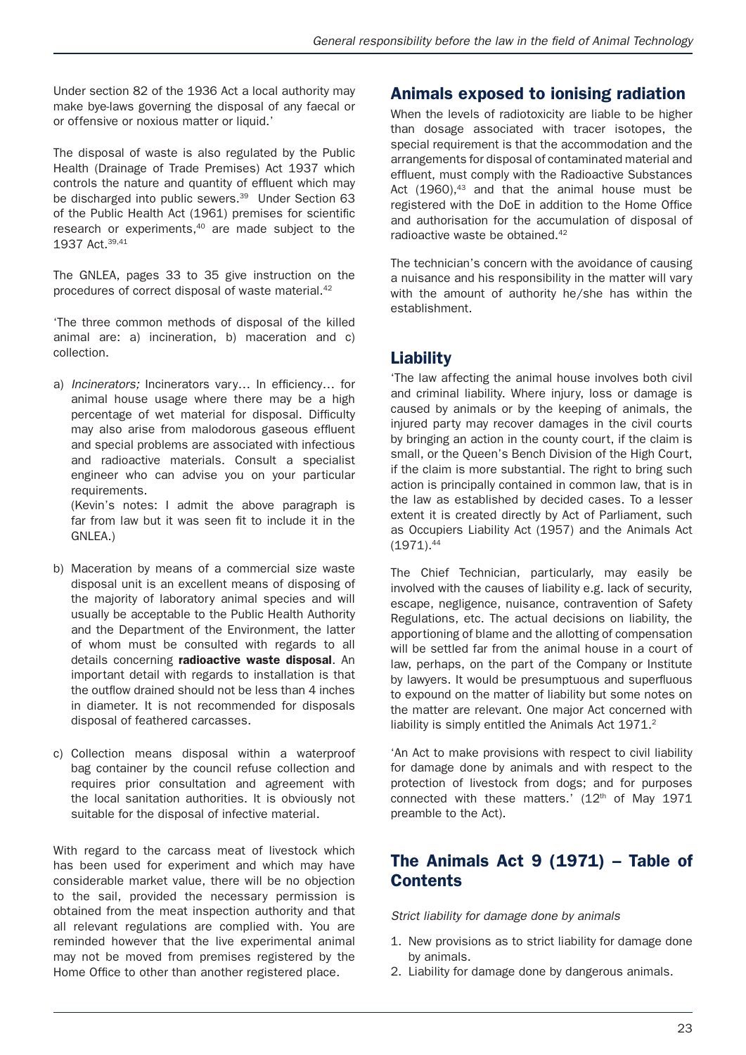Under section 82 of the 1936 Act a local authority may make bye-laws governing the disposal of any faecal or or offensive or noxious matter or liquid.'

The disposal of waste is also regulated by the Public Health (Drainage of Trade Premises) Act 1937 which controls the nature and quantity of effluent which may be discharged into public sewers.[39] Under Section 63 of the Public Health Act (1961) premises for scientific research or experiments,[40] are made subject to the 1937 Act.[39,41]

The GNLEA, pages 33 to 35 give instruction on the procedures of correct disposal of waste material.[42]

'The three common methods of disposal of the killed animal are: a) incineration, b) maceration and c) collection.

a) *Incinerators;* Incinerators vary… In efficiency… for animal house usage where there may be a high percentage of wet material for disposal. Difficulty may also arise from malodorous gaseous effluent and special problems are associated with infectious and radioactive materials. Consult a specialist engineer who can advise you on your particular requirements.
   (Kevin's notes: I admit the above paragraph is far from law but it was seen fit to include it in the GNLEA.)

b) Maceration by means of a commercial size waste disposal unit is an excellent means of disposing of the majority of laboratory animal species and will usually be acceptable to the Public Health Authority and the Department of the Environment, the latter of whom must be consulted with regards to all details concerning **radioactive waste disposal**. An important detail with regards to installation is that the outflow drained should not be less than 4 inches in diameter. It is not recommended for disposals disposal of feathered carcasses.

c) Collection means disposal within a waterproof bag container by the council refuse collection and requires prior consultation and agreement with the local sanitation authorities. It is obviously not suitable for the disposal of infective material.

With regard to the carcass meat of livestock which has been used for experiment and which may have considerable market value, there will be no objection to the sail, provided the necessary permission is obtained from the meat inspection authority and that all relevant regulations are complied with. You are reminded however that the live experimental animal may not be moved from premises registered by the Home Office to other than another registered place.

## Animals exposed to ionising radiation

When the levels of radiotoxicity are liable to be higher than dosage associated with tracer isotopes, the special requirement is that the accommodation and the arrangements for disposal of contaminated material and effluent, must comply with the Radioactive Substances Act (1960),[43] and that the animal house must be registered with the DoE in addition to the Home Office and authorisation for the accumulation of disposal of radioactive waste be obtained.[42]

The technician's concern with the avoidance of causing a nuisance and his responsibility in the matter will vary with the amount of authority he/she has within the establishment.

## Liability

'The law affecting the animal house involves both civil and criminal liability. Where injury, loss or damage is caused by animals or by the keeping of animals, the injured party may recover damages in the civil courts by bringing an action in the county court, if the claim is small, or the Queen's Bench Division of the High Court, if the claim is more substantial. The right to bring such action is principally contained in common law, that is in the law as established by decided cases. To a lesser extent it is created directly by Act of Parliament, such as Occupiers Liability Act (1957) and the Animals Act (1971).[44]

The Chief Technician, particularly, may easily be involved with the causes of liability e.g. lack of security, escape, negligence, nuisance, contravention of Safety Regulations, etc. The actual decisions on liability, the apportioning of blame and the allotting of compensation will be settled far from the animal house in a court of law, perhaps, on the part of the Company or Institute by lawyers. It would be presumptuous and superfluous to expound on the matter of liability but some notes on the matter are relevant. One major Act concerned with liability is simply entitled the Animals Act 1971.[2]

'An Act to make provisions with respect to civil liability for damage done by animals and with respect to the protection of livestock from dogs; and for purposes connected with these matters.' (12th of May 1971 preamble to the Act).

## The Animals Act 9 (1971) – Table of Contents

*Strict liability for damage done by animals*

1. New provisions as to strict liability for damage done by animals.
2. Liability for damage done by dangerous animals.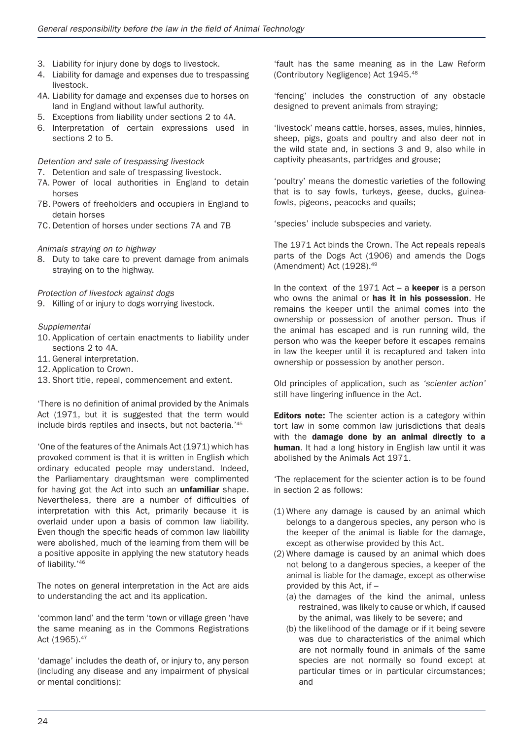3. Liability for injury done by dogs to livestock.
4. Liability for damage and expenses due to trespassing livestock.
4A. Liability for damage and expenses due to horses on land in England without lawful authority.
5. Exceptions from liability under sections 2 to 4A.
6. Interpretation of certain expressions used in sections 2 to 5.

*Detention and sale of trespassing livestock*

7. Detention and sale of trespassing livestock.
7A. Power of local authorities in England to detain horses
7B. Powers of freeholders and occupiers in England to detain horses
7C. Detention of horses under sections 7A and 7B

*Animals straying on to highway*

8. Duty to take care to prevent damage from animals straying on to the highway.

*Protection of livestock against dogs*

9. Killing of or injury to dogs worrying livestock.

*Supplemental*

10. Application of certain enactments to liability under sections 2 to 4A.
11. General interpretation.
12. Application to Crown.
13. Short title, repeal, commencement and extent.

'There is no definition of animal provided by the Animals Act (1971, but it is suggested that the term would include birds reptiles and insects, but not bacteria.'[45]

'One of the features of the Animals Act (1971) which has provoked comment is that it is written in English which ordinary educated people may understand. Indeed, the Parliamentary draughtsman were complimented for having got the Act into such an **unfamiliar** shape. Nevertheless, there are a number of difficulties of interpretation with this Act, primarily because it is overlaid under upon a basis of common law liability. Even though the specific heads of common law liability were abolished, much of the learning from them will be a positive apposite in applying the new statutory heads of liability.'[46]

The notes on general interpretation in the Act are aids to understanding the act and its application.

'common land' and the term 'town or village green 'have the same meaning as in the Commons Registrations Act (1965).[47]

'damage' includes the death of, or injury to, any person (including any disease and any impairment of physical or mental conditions):

'fault has the same meaning as in the Law Reform (Contributory Negligence) Act 1945.[48]

'fencing' includes the construction of any obstacle designed to prevent animals from straying;

'livestock' means cattle, horses, asses, mules, hinnies, sheep, pigs, goats and poultry and also deer not in the wild state and, in sections 3 and 9, also while in captivity pheasants, partridges and grouse;

'poultry' means the domestic varieties of the following that is to say fowls, turkeys, geese, ducks, guinea-fowls, pigeons, peacocks and quails;

'species' include subspecies and variety.

The 1971 Act binds the Crown. The Act repeals repeals parts of the Dogs Act (1906) and amends the Dogs (Amendment) Act (1928).[49]

In the context of the 1971 Act – a **keeper** is a person who owns the animal or **has it in his possession**. He remains the keeper until the animal comes into the ownership or possession of another person. Thus if the animal has escaped and is run running wild, the person who was the keeper before it escapes remains in law the keeper until it is recaptured and taken into ownership or possession by another person.

Old principles of application, such as *'scienter action'* still have lingering influence in the Act.

**Editors note:** The scienter action is a category within tort law in some common law jurisdictions that deals with the **damage done by an animal directly to a human**. It had a long history in English law until it was abolished by the Animals Act 1971.

'The replacement for the scienter action is to be found in section 2 as follows:

(1) Where any damage is caused by an animal which belongs to a dangerous species, any person who is the keeper of the animal is liable for the damage, except as otherwise provided by this Act.
(2) Where damage is caused by an animal which does not belong to a dangerous species, a keeper of the animal is liable for the damage, except as otherwise provided by this Act, if –
   (a) the damages of the kind the animal, unless restrained, was likely to cause or which, if caused by the animal, was likely to be severe; and
   (b) the likelihood of the damage or if it being severe was due to characteristics of the animal which are not normally found in animals of the same species are not normally so found except at particular times or in particular circumstances; and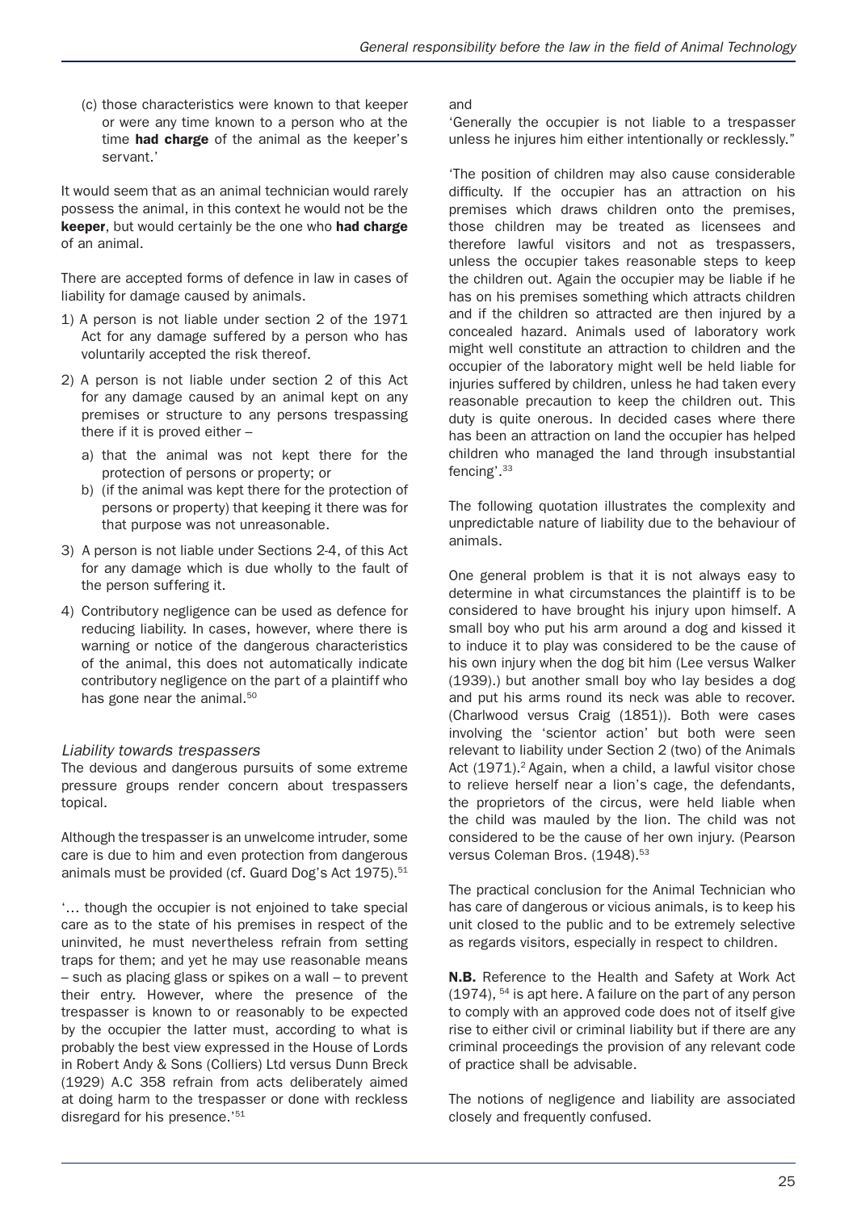(c) those characteristics were known to that keeper or were any time known to a person who at the time **had charge** of the animal as the keeper's servant.'

It would seem that as an animal technician would rarely possess the animal, in this context he would not be the **keeper**, but would certainly be the one who **had charge** of an animal.

There are accepted forms of defence in law in cases of liability for damage caused by animals.

1) A person is not liable under section 2 of the 1971 Act for any damage suffered by a person who has voluntarily accepted the risk thereof.
2) A person is not liable under section 2 of this Act for any damage caused by an animal kept on any premises or structure to any persons trespassing there if it is proved either –
   a) that the animal was not kept there for the protection of persons or property; or
   b) (if the animal was kept there for the protection of persons or property) that keeping it there was for that purpose was not unreasonable.
3) A person is not liable under Sections 2-4, of this Act for any damage which is due wholly to the fault of the person suffering it.
4) Contributory negligence can be used as defence for reducing liability. In cases, however, where there is warning or notice of the dangerous characteristics of the animal, this does not automatically indicate contributory negligence on the part of a plaintiff who has gone near the animal.[50]

### *Liability towards trespassers*

The devious and dangerous pursuits of some extreme pressure groups render concern about trespassers topical.

Although the trespasser is an unwelcome intruder, some care is due to him and even protection from dangerous animals must be provided (cf. Guard Dog's Act 1975).[51]

'… though the occupier is not enjoined to take special care as to the state of his premises in respect of the uninvited, he must nevertheless refrain from setting traps for them; and yet he may use reasonable means – such as placing glass or spikes on a wall – to prevent their entry. However, where the presence of the trespasser is known to or reasonably to be expected by the occupier the latter must, according to what is probably the best view expressed in the House of Lords in Robert Andy & Sons (Colliers) Ltd versus Dunn Breck (1929) A.C 358 refrain from acts deliberately aimed at doing harm to the trespasser or done with reckless disregard for his presence.'[51]

and

'Generally the occupier is not liable to a trespasser unless he injures him either intentionally or recklessly."

'The position of children may also cause considerable difficulty. If the occupier has an attraction on his premises which draws children onto the premises, those children may be treated as licensees and therefore lawful visitors and not as trespassers, unless the occupier takes reasonable steps to keep the children out. Again the occupier may be liable if he has on his premises something which attracts children and if the children so attracted are then injured by a concealed hazard. Animals used of laboratory work might well constitute an attraction to children and the occupier of the laboratory might well be held liable for injuries suffered by children, unless he had taken every reasonable precaution to keep the children out. This duty is quite onerous. In decided cases where there has been an attraction on land the occupier has helped children who managed the land through insubstantial fencing'.[33]

The following quotation illustrates the complexity and unpredictable nature of liability due to the behaviour of animals.

One general problem is that it is not always easy to determine in what circumstances the plaintiff is to be considered to have brought his injury upon himself. A small boy who put his arm around a dog and kissed it to induce it to play was considered to be the cause of his own injury when the dog bit him (Lee versus Walker (1939).) but another small boy who lay besides a dog and put his arms round its neck was able to recover. (Charlwood versus Craig (1851)). Both were cases involving the 'scientor action' but both were seen relevant to liability under Section 2 (two) of the Animals Act (1971).[2] Again, when a child, a lawful visitor chose to relieve herself near a lion's cage, the defendants, the proprietors of the circus, were held liable when the child was mauled by the lion. The child was not considered to be the cause of her own injury. (Pearson versus Coleman Bros. (1948).[53]

The practical conclusion for the Animal Technician who has care of dangerous or vicious animals, is to keep his unit closed to the public and to be extremely selective as regards visitors, especially in respect to children.

**N.B.** Reference to the Health and Safety at Work Act (1974), [54] is apt here. A failure on the part of any person to comply with an approved code does not of itself give rise to either civil or criminal liability but if there are any criminal proceedings the provision of any relevant code of practice shall be advisable.

The notions of negligence and liability are associated closely and frequently confused.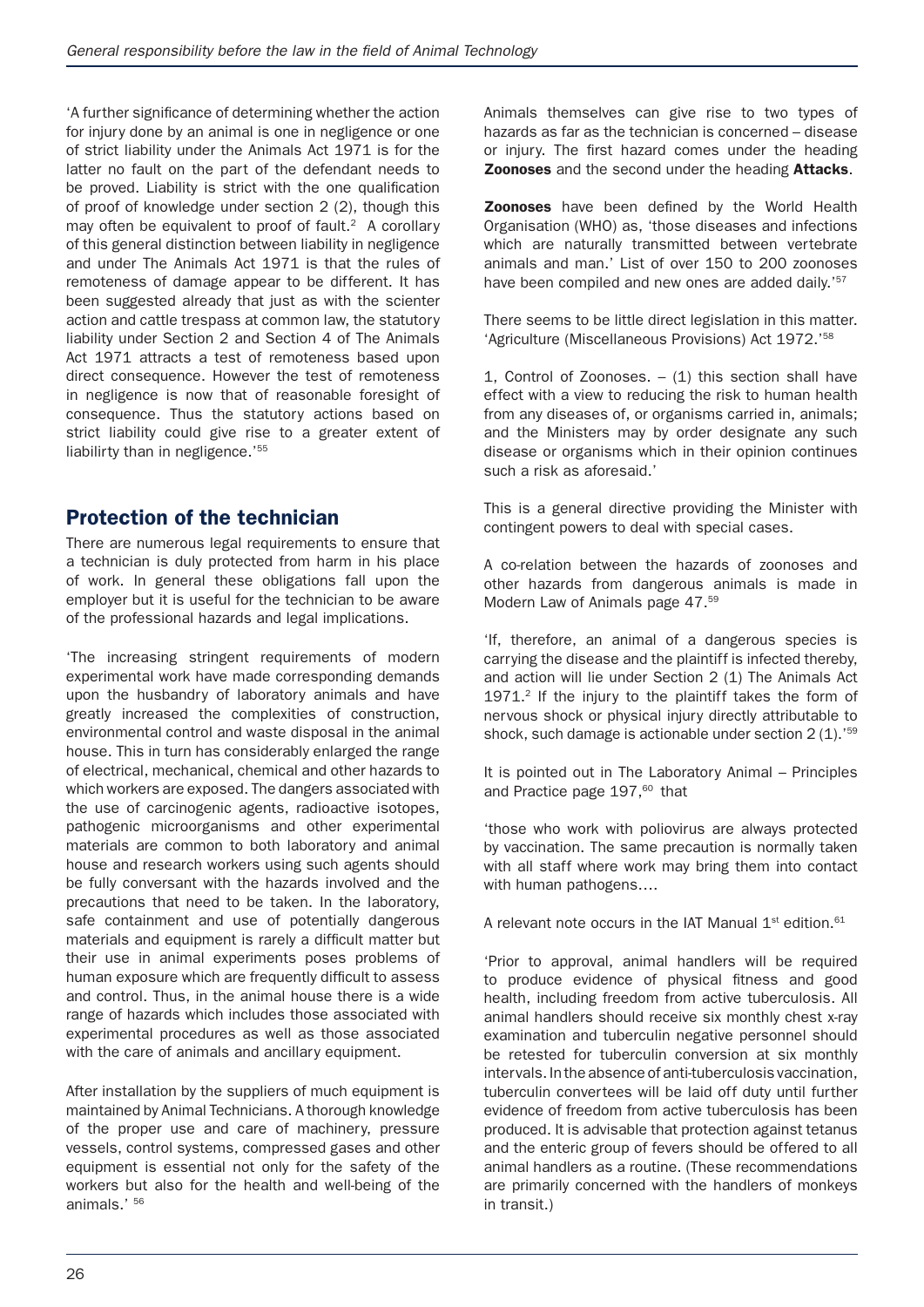'A further significance of determining whether the action for injury done by an animal is one in negligence or one of strict liability under the Animals Act 1971 is for the latter no fault on the part of the defendant needs to be proved. Liability is strict with the one qualification of proof of knowledge under section 2 (2), though this may often be equivalent to proof of fault.[2] A corollary of this general distinction between liability in negligence and under The Animals Act 1971 is that the rules of remoteness of damage appear to be different. It has been suggested already that just as with the scienter action and cattle trespass at common law, the statutory liability under Section 2 and Section 4 of The Animals Act 1971 attracts a test of remoteness based upon direct consequence. However the test of remoteness in negligence is now that of reasonable foresight of consequence. Thus the statutory actions based on strict liability could give rise to a greater extent of liabilirty than in negligence.'[55]

## Protection of the technician

There are numerous legal requirements to ensure that a technician is duly protected from harm in his place of work. In general these obligations fall upon the employer but it is useful for the technician to be aware of the professional hazards and legal implications.

'The increasing stringent requirements of modern experimental work have made corresponding demands upon the husbandry of laboratory animals and have greatly increased the complexities of construction, environmental control and waste disposal in the animal house. This in turn has considerably enlarged the range of electrical, mechanical, chemical and other hazards to which workers are exposed. The dangers associated with the use of carcinogenic agents, radioactive isotopes, pathogenic microorganisms and other experimental materials are common to both laboratory and animal house and research workers using such agents should be fully conversant with the hazards involved and the precautions that need to be taken. In the laboratory, safe containment and use of potentially dangerous materials and equipment is rarely a difficult matter but their use in animal experiments poses problems of human exposure which are frequently difficult to assess and control. Thus, in the animal house there is a wide range of hazards which includes those associated with experimental procedures as well as those associated with the care of animals and ancillary equipment.

After installation by the suppliers of much equipment is maintained by Animal Technicians. A thorough knowledge of the proper use and care of machinery, pressure vessels, control systems, compressed gases and other equipment is essential not only for the safety of the workers but also for the health and well-being of the animals.' [56]

Animals themselves can give rise to two types of hazards as far as the technician is concerned – disease or injury. The first hazard comes under the heading **Zoonoses** and the second under the heading **Attacks**.

**Zoonoses** have been defined by the World Health Organisation (WHO) as, 'those diseases and infections which are naturally transmitted between vertebrate animals and man.' List of over 150 to 200 zoonoses have been compiled and new ones are added daily.'[57]

There seems to be little direct legislation in this matter. 'Agriculture (Miscellaneous Provisions) Act 1972.'[58]

1, Control of Zoonoses. – (1) this section shall have effect with a view to reducing the risk to human health from any diseases of, or organisms carried in, animals; and the Ministers may by order designate any such disease or organisms which in their opinion continues such a risk as aforesaid.'

This is a general directive providing the Minister with contingent powers to deal with special cases.

A co-relation between the hazards of zoonoses and other hazards from dangerous animals is made in Modern Law of Animals page 47.[59]

'If, therefore, an animal of a dangerous species is carrying the disease and the plaintiff is infected thereby, and action will lie under Section 2 (1) The Animals Act 1971.[2] If the injury to the plaintiff takes the form of nervous shock or physical injury directly attributable to shock, such damage is actionable under section 2 (1).'[59]

It is pointed out in The Laboratory Animal – Principles and Practice page 197,[60] that

'those who work with poliovirus are always protected by vaccination. The same precaution is normally taken with all staff where work may bring them into contact with human pathogens….

A relevant note occurs in the IAT Manual 1st edition.[61]

'Prior to approval, animal handlers will be required to produce evidence of physical fitness and good health, including freedom from active tuberculosis. All animal handlers should receive six monthly chest x-ray examination and tuberculin negative personnel should be retested for tuberculin conversion at six monthly intervals. In the absence of anti-tuberculosis vaccination, tuberculin convertees will be laid off duty until further evidence of freedom from active tuberculosis has been produced. It is advisable that protection against tetanus and the enteric group of fevers should be offered to all animal handlers as a routine. (These recommendations are primarily concerned with the handlers of monkeys in transit.)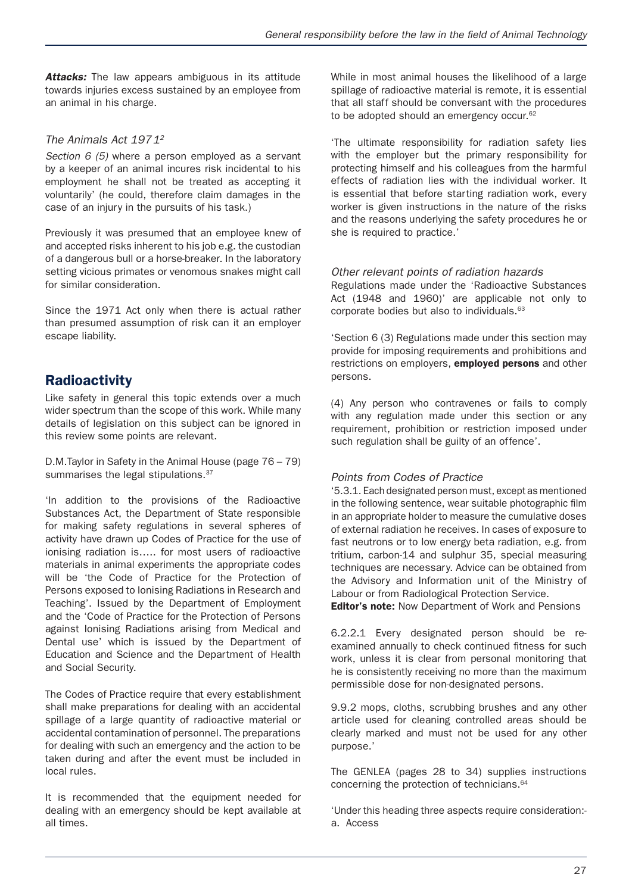***Attacks:*** The law appears ambiguous in its attitude towards injuries excess sustained by an employee from an animal in his charge.

### *The Animals Act 1971[2]*

*Section 6 (5)* where a person employed as a servant by a keeper of an animal incures risk incidental to his employment he shall not be treated as accepting it voluntarily' (he could, therefore claim damages in the case of an injury in the pursuits of his task.)

Previously it was presumed that an employee knew of and accepted risks inherent to his job e.g. the custodian of a dangerous bull or a horse-breaker. In the laboratory setting vicious primates or venomous snakes might call for similar consideration.

Since the 1971 Act only when there is actual rather than presumed assumption of risk can it an employer escape liability.

## Radioactivity

Like safety in general this topic extends over a much wider spectrum than the scope of this work. While many details of legislation on this subject can be ignored in this review some points are relevant.

D.M.Taylor in Safety in the Animal House (page 76 – 79) summarises the legal stipulations.[37]

'In addition to the provisions of the Radioactive Substances Act, the Department of State responsible for making safety regulations in several spheres of activity have drawn up Codes of Practice for the use of ionising radiation is….. for most users of radioactive materials in animal experiments the appropriate codes will be 'the Code of Practice for the Protection of Persons exposed to Ionising Radiations in Research and Teaching'. Issued by the Department of Employment and the 'Code of Practice for the Protection of Persons against Ionising Radiations arising from Medical and Dental use' which is issued by the Department of Education and Science and the Department of Health and Social Security.

The Codes of Practice require that every establishment shall make preparations for dealing with an accidental spillage of a large quantity of radioactive material or accidental contamination of personnel. The preparations for dealing with such an emergency and the action to be taken during and after the event must be included in local rules.

It is recommended that the equipment needed for dealing with an emergency should be kept available at all times.

While in most animal houses the likelihood of a large spillage of radioactive material is remote, it is essential that all staff should be conversant with the procedures to be adopted should an emergency occur.[62]

'The ultimate responsibility for radiation safety lies with the employer but the primary responsibility for protecting himself and his colleagues from the harmful effects of radiation lies with the individual worker. It is essential that before starting radiation work, every worker is given instructions in the nature of the risks and the reasons underlying the safety procedures he or she is required to practice.'

### *Other relevant points of radiation hazards*

Regulations made under the 'Radioactive Substances Act (1948 and 1960)' are applicable not only to corporate bodies but also to individuals.[63]

'Section 6 (3) Regulations made under this section may provide for imposing requirements and prohibitions and restrictions on employers, **employed persons** and other persons.

(4) Any person who contravenes or fails to comply with any regulation made under this section or any requirement, prohibition or restriction imposed under such regulation shall be guilty of an offence'.

### *Points from Codes of Practice*

'5.3.1. Each designated person must, except as mentioned in the following sentence, wear suitable photographic film in an appropriate holder to measure the cumulative doses of external radiation he receives. In cases of exposure to fast neutrons or to low energy beta radiation, e.g. from tritium, carbon-14 and sulphur 35, special measuring techniques are necessary. Advice can be obtained from the Advisory and Information unit of the Ministry of Labour or from Radiological Protection Service.

**Editor's note:** Now Department of Work and Pensions

6.2.2.1 Every designated person should be re-examined annually to check continued fitness for such work, unless it is clear from personal monitoring that he is consistently receiving no more than the maximum permissible dose for non-designated persons.

9.9.2 mops, cloths, scrubbing brushes and any other article used for cleaning controlled areas should be clearly marked and must not be used for any other purpose.'

The GENLEA (pages 28 to 34) supplies instructions concerning the protection of technicians.[64]

'Under this heading three aspects require consideration:-

a. Access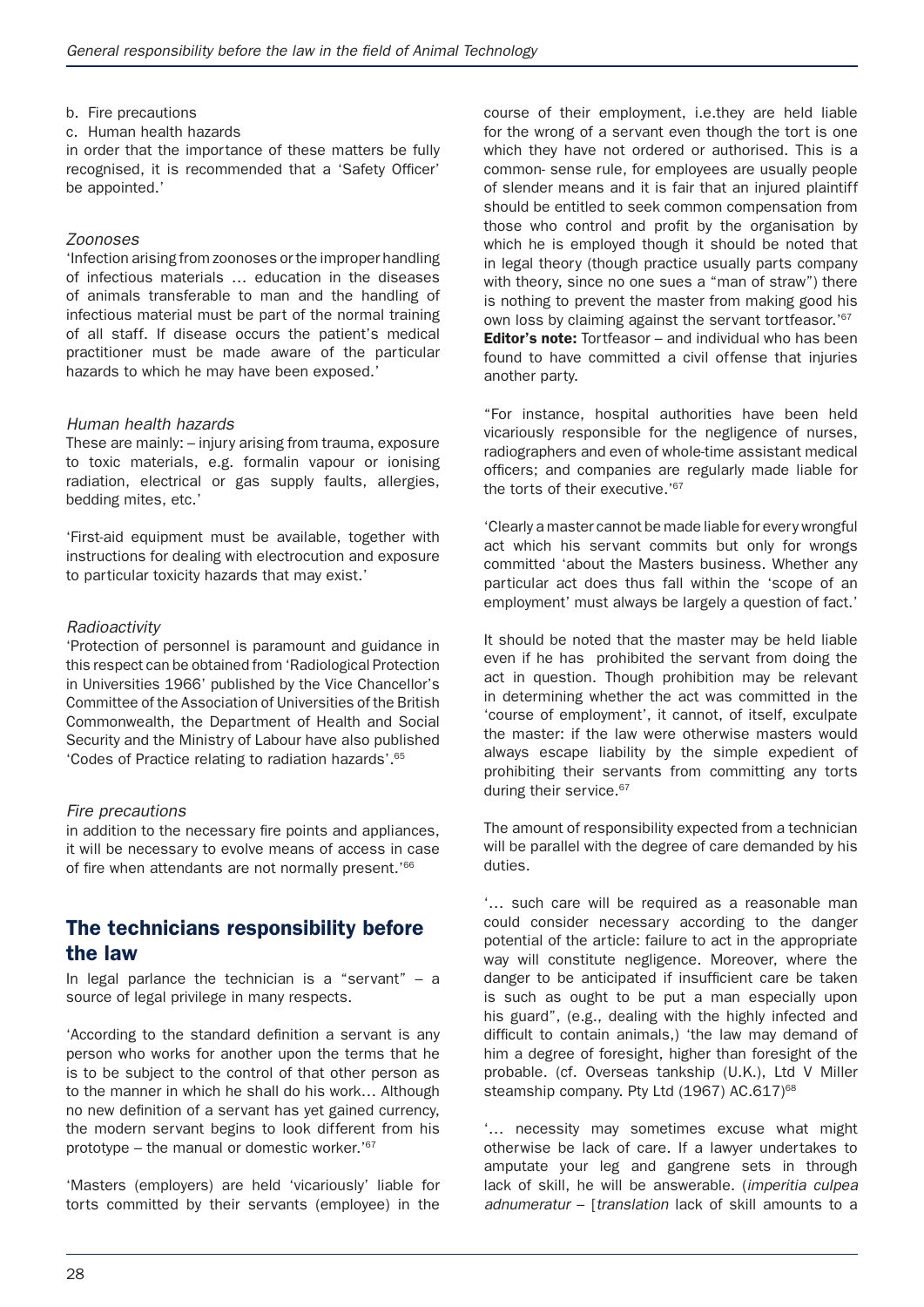b. Fire precautions

c. Human health hazards

in order that the importance of these matters be fully recognised, it is recommended that a 'Safety Officer' be appointed.'

*Zoonoses*

'Infection arising from zoonoses or the improper handling of infectious materials … education in the diseases of animals transferable to man and the handling of infectious material must be part of the normal training of all staff. If disease occurs the patient's medical practitioner must be made aware of the particular hazards to which he may have been exposed.'

*Human health hazards*

These are mainly: – injury arising from trauma, exposure to toxic materials, e.g. formalin vapour or ionising radiation, electrical or gas supply faults, allergies, bedding mites, etc.'

'First-aid equipment must be available, together with instructions for dealing with electrocution and exposure to particular toxicity hazards that may exist.'

*Radioactivity*

'Protection of personnel is paramount and guidance in this respect can be obtained from 'Radiological Protection in Universities 1966' published by the Vice Chancellor's Committee of the Association of Universities of the British Commonwealth, the Department of Health and Social Security and the Ministry of Labour have also published 'Codes of Practice relating to radiation hazards'.[65]

*Fire precautions*

in addition to the necessary fire points and appliances, it will be necessary to evolve means of access in case of fire when attendants are not normally present.'[66]

## The technicians responsibility before the law

In legal parlance the technician is a "servant" – a source of legal privilege in many respects.

'According to the standard definition a servant is any person who works for another upon the terms that he is to be subject to the control of that other person as to the manner in which he shall do his work… Although no new definition of a servant has yet gained currency, the modern servant begins to look different from his prototype – the manual or domestic worker.'[67]

'Masters (employers) are held 'vicariously' liable for torts committed by their servants (employee) in the course of their employment, i.e.they are held liable for the wrong of a servant even though the tort is one which they have not ordered or authorised. This is a common- sense rule, for employees are usually people of slender means and it is fair that an injured plaintiff should be entitled to seek common compensation from those who control and profit by the organisation by which he is employed though it should be noted that in legal theory (though practice usually parts company with theory, since no one sues a "man of straw") there is nothing to prevent the master from making good his own loss by claiming against the servant tortfeasor.'[67]

**Editor's note:** Tortfeasor – and individual who has been found to have committed a civil offense that injuries another party.

"For instance, hospital authorities have been held vicariously responsible for the negligence of nurses, radiographers and even of whole-time assistant medical officers; and companies are regularly made liable for the torts of their executive.'[67]

'Clearly a master cannot be made liable for every wrongful act which his servant commits but only for wrongs committed 'about the Masters business. Whether any particular act does thus fall within the 'scope of an employment' must always be largely a question of fact.'

It should be noted that the master may be held liable even if he has prohibited the servant from doing the act in question. Though prohibition may be relevant in determining whether the act was committed in the 'course of employment', it cannot, of itself, exculpate the master: if the law were otherwise masters would always escape liability by the simple expedient of prohibiting their servants from committing any torts during their service.[67]

The amount of responsibility expected from a technician will be parallel with the degree of care demanded by his duties.

'… such care will be required as a reasonable man could consider necessary according to the danger potential of the article: failure to act in the appropriate way will constitute negligence. Moreover, where the danger to be anticipated if insufficient care be taken is such as ought to be put a man especially upon his guard", (e.g., dealing with the highly infected and difficult to contain animals,) 'the law may demand of him a degree of foresight, higher than foresight of the probable. (cf. Overseas tankship (U.K.), Ltd V Miller steamship company. Pty Ltd (1967) AC.617)[68]

'… necessity may sometimes excuse what might otherwise be lack of care. If a lawyer undertakes to amputate your leg and gangrene sets in through lack of skill, he will be answerable. (*imperitia culpea adnumeratur* – [*translation* lack of skill amounts to a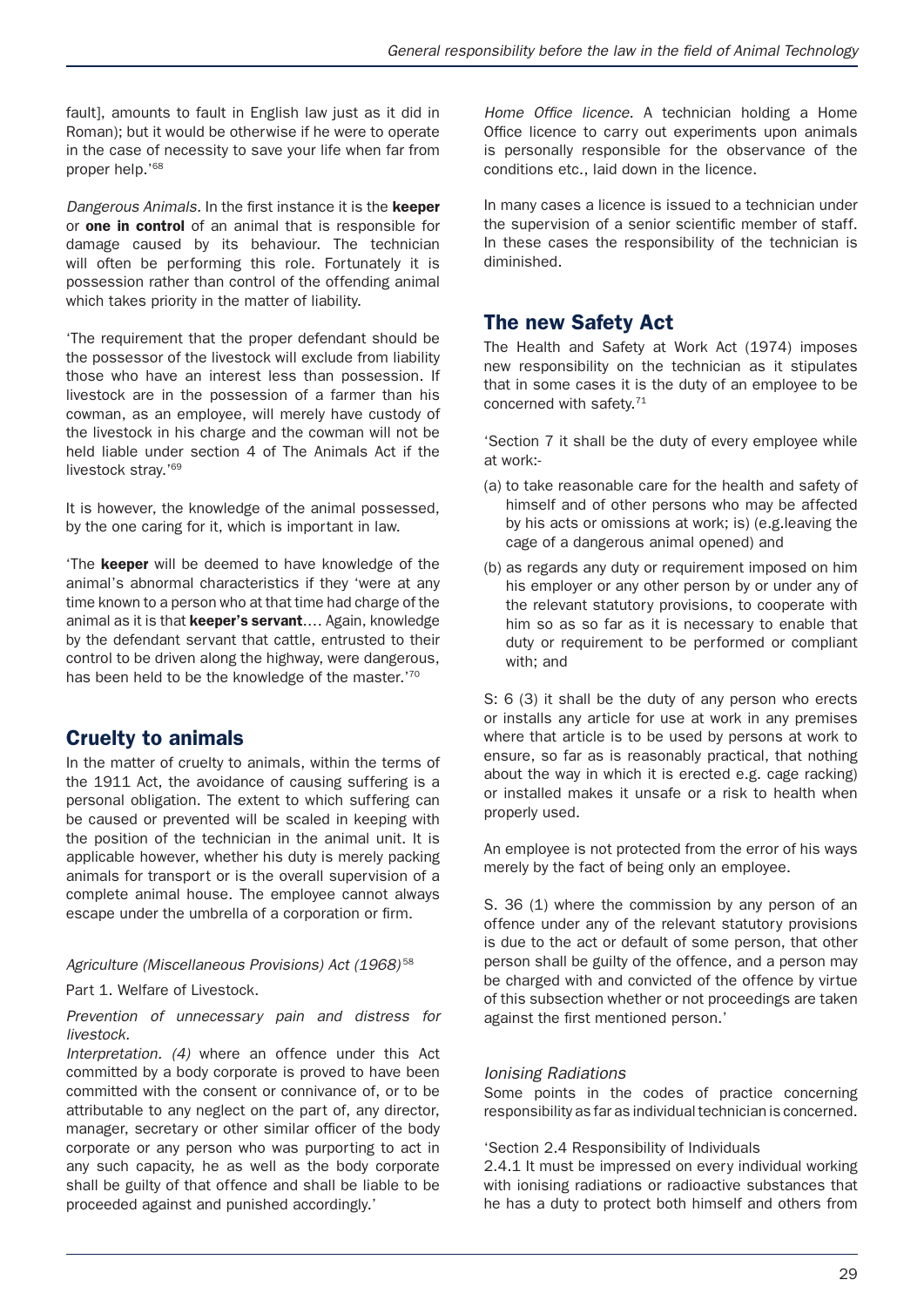fault], amounts to fault in English law just as it did in Roman); but it would be otherwise if he were to operate in the case of necessity to save your life when far from proper help.'[68]

*Dangerous Animals.* In the first instance it is the **keeper** or **one in control** of an animal that is responsible for damage caused by its behaviour. The technician will often be performing this role. Fortunately it is possession rather than control of the offending animal which takes priority in the matter of liability.

'The requirement that the proper defendant should be the possessor of the livestock will exclude from liability those who have an interest less than possession. If livestock are in the possession of a farmer than his cowman, as an employee, will merely have custody of the livestock in his charge and the cowman will not be held liable under section 4 of The Animals Act if the livestock stray.'[69]

It is however, the knowledge of the animal possessed, by the one caring for it, which is important in law.

'The **keeper** will be deemed to have knowledge of the animal's abnormal characteristics if they 'were at any time known to a person who at that time had charge of the animal as it is that **keeper's servant**…. Again, knowledge by the defendant servant that cattle, entrusted to their control to be driven along the highway, were dangerous, has been held to be the knowledge of the master.'[70]

## Cruelty to animals

In the matter of cruelty to animals, within the terms of the 1911 Act, the avoidance of causing suffering is a personal obligation. The extent to which suffering can be caused or prevented will be scaled in keeping with the position of the technician in the animal unit. It is applicable however, whether his duty is merely packing animals for transport or is the overall supervision of a complete animal house. The employee cannot always escape under the umbrella of a corporation or firm.

*Agriculture (Miscellaneous Provisions) Act (1968)*[58]

Part 1. Welfare of Livestock.

*Prevention of unnecessary pain and distress for livestock.*

*Interpretation. (4)* where an offence under this Act committed by a body corporate is proved to have been committed with the consent or connivance of, or to be attributable to any neglect on the part of, any director, manager, secretary or other similar officer of the body corporate or any person who was purporting to act in any such capacity, he as well as the body corporate shall be guilty of that offence and shall be liable to be proceeded against and punished accordingly.'

*Home Office licence.* A technician holding a Home Office licence to carry out experiments upon animals is personally responsible for the observance of the conditions etc., laid down in the licence.

In many cases a licence is issued to a technician under the supervision of a senior scientific member of staff. In these cases the responsibility of the technician is diminished.

## The new Safety Act

The Health and Safety at Work Act (1974) imposes new responsibility on the technician as it stipulates that in some cases it is the duty of an employee to be concerned with safety.[71]

'Section 7 it shall be the duty of every employee while at work:-

(a) to take reasonable care for the health and safety of himself and of other persons who may be affected by his acts or omissions at work; is) (e.g.leaving the cage of a dangerous animal opened) and

(b) as regards any duty or requirement imposed on him his employer or any other person by or under any of the relevant statutory provisions, to cooperate with him so as so far as it is necessary to enable that duty or requirement to be performed or compliant with; and

S: 6 (3) it shall be the duty of any person who erects or installs any article for use at work in any premises where that article is to be used by persons at work to ensure, so far as is reasonably practical, that nothing about the way in which it is erected e.g. cage racking) or installed makes it unsafe or a risk to health when properly used.

An employee is not protected from the error of his ways merely by the fact of being only an employee.

S. 36 (1) where the commission by any person of an offence under any of the relevant statutory provisions is due to the act or default of some person, that other person shall be guilty of the offence, and a person may be charged with and convicted of the offence by virtue of this subsection whether or not proceedings are taken against the first mentioned person.'

*Ionising Radiations*

Some points in the codes of practice concerning responsibility as far as individual technician is concerned.

'Section 2.4 Responsibility of Individuals

2.4.1 It must be impressed on every individual working with ionising radiations or radioactive substances that he has a duty to protect both himself and others from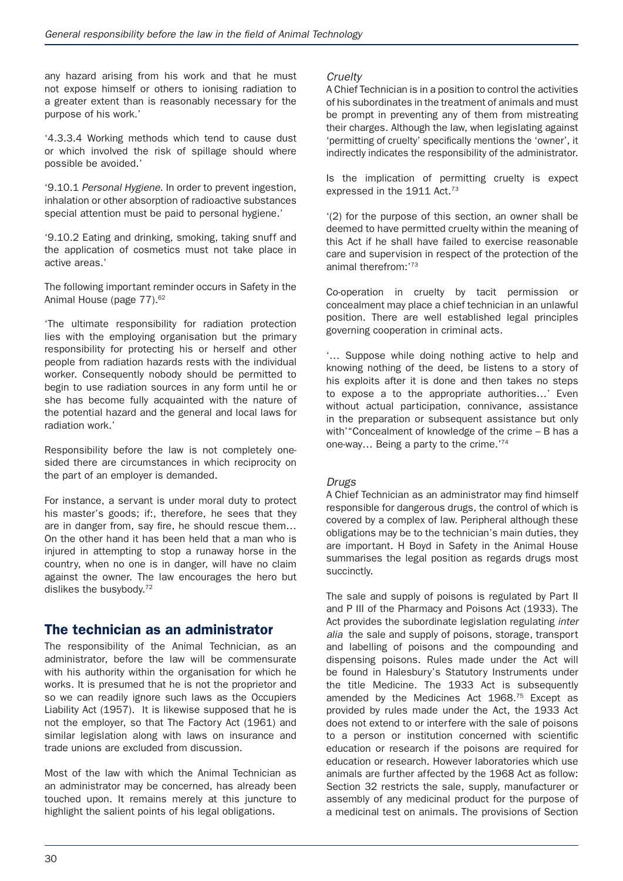any hazard arising from his work and that he must not expose himself or others to ionising radiation to a greater extent than is reasonably necessary for the purpose of his work.'

'4.3.3.4 Working methods which tend to cause dust or which involved the risk of spillage should where possible be avoided.'

'9.10.1 *Personal Hygiene*. In order to prevent ingestion, inhalation or other absorption of radioactive substances special attention must be paid to personal hygiene.'

'9.10.2 Eating and drinking, smoking, taking snuff and the application of cosmetics must not take place in active areas.'

The following important reminder occurs in Safety in the Animal House (page 77).[62]

'The ultimate responsibility for radiation protection lies with the employing organisation but the primary responsibility for protecting his or herself and other people from radiation hazards rests with the individual worker. Consequently nobody should be permitted to begin to use radiation sources in any form until he or she has become fully acquainted with the nature of the potential hazard and the general and local laws for radiation work.'

Responsibility before the law is not completely one-sided there are circumstances in which reciprocity on the part of an employer is demanded.

For instance, a servant is under moral duty to protect his master's goods; if:, therefore, he sees that they are in danger from, say fire, he should rescue them… On the other hand it has been held that a man who is injured in attempting to stop a runaway horse in the country, when no one is in danger, will have no claim against the owner. The law encourages the hero but dislikes the busybody.[72]

## The technician as an administrator

The responsibility of the Animal Technician, as an administrator, before the law will be commensurate with his authority within the organisation for which he works. It is presumed that he is not the proprietor and so we can readily ignore such laws as the Occupiers Liability Act (1957). It is likewise supposed that he is not the employer, so that The Factory Act (1961) and similar legislation along with laws on insurance and trade unions are excluded from discussion.

Most of the law with which the Animal Technician as an administrator may be concerned, has already been touched upon. It remains merely at this juncture to highlight the salient points of his legal obligations.

### *Cruelty*

A Chief Technician is in a position to control the activities of his subordinates in the treatment of animals and must be prompt in preventing any of them from mistreating their charges. Although the law, when legislating against 'permitting of cruelty' specifically mentions the 'owner', it indirectly indicates the responsibility of the administrator.

Is the implication of permitting cruelty is expect expressed in the 1911 Act.[73]

'(2) for the purpose of this section, an owner shall be deemed to have permitted cruelty within the meaning of this Act if he shall have failed to exercise reasonable care and supervision in respect of the protection of the animal therefrom:'[73]

Co-operation in cruelty by tacit permission or concealment may place a chief technician in an unlawful position. There are well established legal principles governing cooperation in criminal acts.

'… Suppose while doing nothing active to help and knowing nothing of the deed, be listens to a story of his exploits after it is done and then takes no steps to expose a to the appropriate authorities…' Even without actual participation, connivance, assistance in the preparation or subsequent assistance but only with'"Concealment of knowledge of the crime – B has a one-way… Being a party to the crime.'[74]

### *Drugs*

A Chief Technician as an administrator may find himself responsible for dangerous drugs, the control of which is covered by a complex of law. Peripheral although these obligations may be to the technician's main duties, they are important. H Boyd in Safety in the Animal House summarises the legal position as regards drugs most succinctly.

The sale and supply of poisons is regulated by Part II and P III of the Pharmacy and Poisons Act (1933). The Act provides the subordinate legislation regulating *inter alia* the sale and supply of poisons, storage, transport and labelling of poisons and the compounding and dispensing poisons. Rules made under the Act will be found in Halesbury's Statutory Instruments under the title Medicine. The 1933 Act is subsequently amended by the Medicines Act 1968.[75] Except as provided by rules made under the Act, the 1933 Act does not extend to or interfere with the sale of poisons to a person or institution concerned with scientific education or research if the poisons are required for education or research. However laboratories which use animals are further affected by the 1968 Act as follow: Section 32 restricts the sale, supply, manufacturer or assembly of any medicinal product for the purpose of a medicinal test on animals. The provisions of Section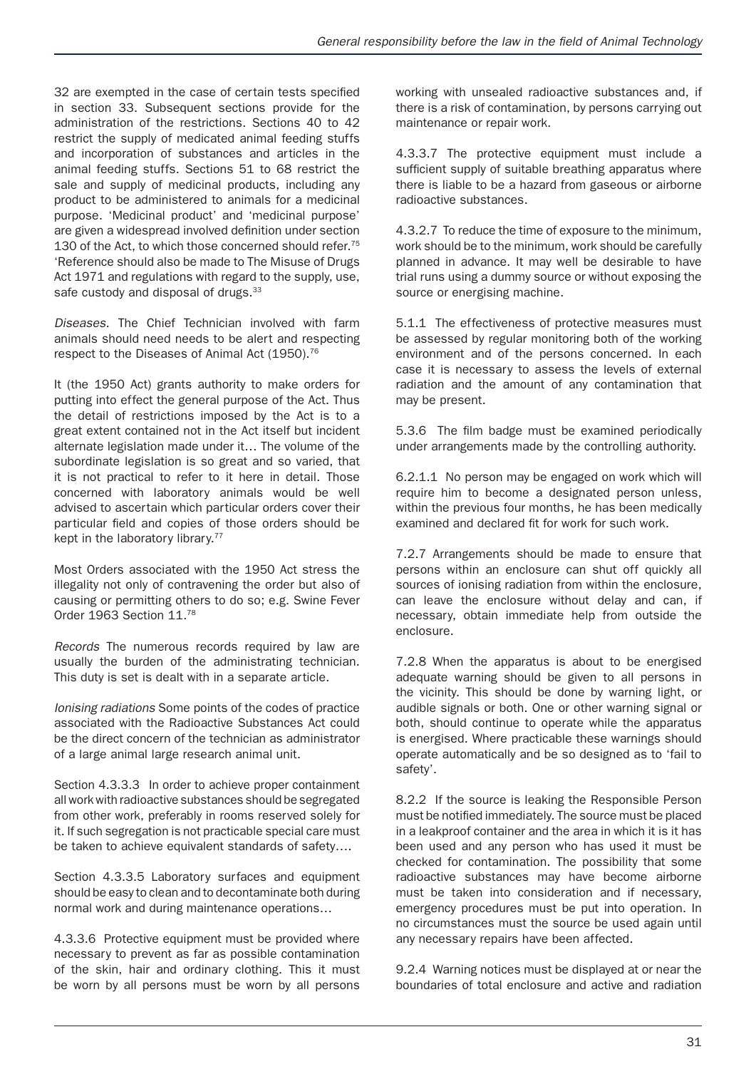32 are exempted in the case of certain tests specified in section 33. Subsequent sections provide for the administration of the restrictions. Sections 40 to 42 restrict the supply of medicated animal feeding stuffs and incorporation of substances and articles in the animal feeding stuffs. Sections 51 to 68 restrict the sale and supply of medicinal products, including any product to be administered to animals for a medicinal purpose. 'Medicinal product' and 'medicinal purpose' are given a widespread involved definition under section 130 of the Act, to which those concerned should refer.[75] 'Reference should also be made to The Misuse of Drugs Act 1971 and regulations with regard to the supply, use, safe custody and disposal of drugs.[33]

*Diseases.* The Chief Technician involved with farm animals should need needs to be alert and respecting respect to the Diseases of Animal Act (1950).[76]

It (the 1950 Act) grants authority to make orders for putting into effect the general purpose of the Act. Thus the detail of restrictions imposed by the Act is to a great extent contained not in the Act itself but incident alternate legislation made under it… The volume of the subordinate legislation is so great and so varied, that it is not practical to refer to it here in detail. Those concerned with laboratory animals would be well advised to ascertain which particular orders cover their particular field and copies of those orders should be kept in the laboratory library.[77]

Most Orders associated with the 1950 Act stress the illegality not only of contravening the order but also of causing or permitting others to do so; e.g. Swine Fever Order 1963 Section 11.[78]

*Records* The numerous records required by law are usually the burden of the administrating technician. This duty is set is dealt with in a separate article.

*Ionising radiations* Some points of the codes of practice associated with the Radioactive Substances Act could be the direct concern of the technician as administrator of a large animal large research animal unit.

Section 4.3.3.3 In order to achieve proper containment all work with radioactive substances should be segregated from other work, preferably in rooms reserved solely for it. If such segregation is not practicable special care must be taken to achieve equivalent standards of safety….

Section 4.3.3.5 Laboratory surfaces and equipment should be easy to clean and to decontaminate both during normal work and during maintenance operations…

4.3.3.6 Protective equipment must be provided where necessary to prevent as far as possible contamination of the skin, hair and ordinary clothing. This it must be worn by all persons must be worn by all persons working with unsealed radioactive substances and, if there is a risk of contamination, by persons carrying out maintenance or repair work.

4.3.3.7 The protective equipment must include a sufficient supply of suitable breathing apparatus where there is liable to be a hazard from gaseous or airborne radioactive substances.

4.3.2.7 To reduce the time of exposure to the minimum, work should be to the minimum, work should be carefully planned in advance. It may well be desirable to have trial runs using a dummy source or without exposing the source or energising machine.

5.1.1 The effectiveness of protective measures must be assessed by regular monitoring both of the working environment and of the persons concerned. In each case it is necessary to assess the levels of external radiation and the amount of any contamination that may be present.

5.3.6 The film badge must be examined periodically under arrangements made by the controlling authority.

6.2.1.1 No person may be engaged on work which will require him to become a designated person unless, within the previous four months, he has been medically examined and declared fit for work for such work.

7.2.7 Arrangements should be made to ensure that persons within an enclosure can shut off quickly all sources of ionising radiation from within the enclosure, can leave the enclosure without delay and can, if necessary, obtain immediate help from outside the enclosure.

7.2.8 When the apparatus is about to be energised adequate warning should be given to all persons in the vicinity. This should be done by warning light, or audible signals or both. One or other warning signal or both, should continue to operate while the apparatus is energised. Where practicable these warnings should operate automatically and be so designed as to 'fail to safety'.

8.2.2 If the source is leaking the Responsible Person must be notified immediately. The source must be placed in a leakproof container and the area in which it is it has been used and any person who has used it must be checked for contamination. The possibility that some radioactive substances may have become airborne must be taken into consideration and if necessary, emergency procedures must be put into operation. In no circumstances must the source be used again until any necessary repairs have been affected.

9.2.4 Warning notices must be displayed at or near the boundaries of total enclosure and active and radiation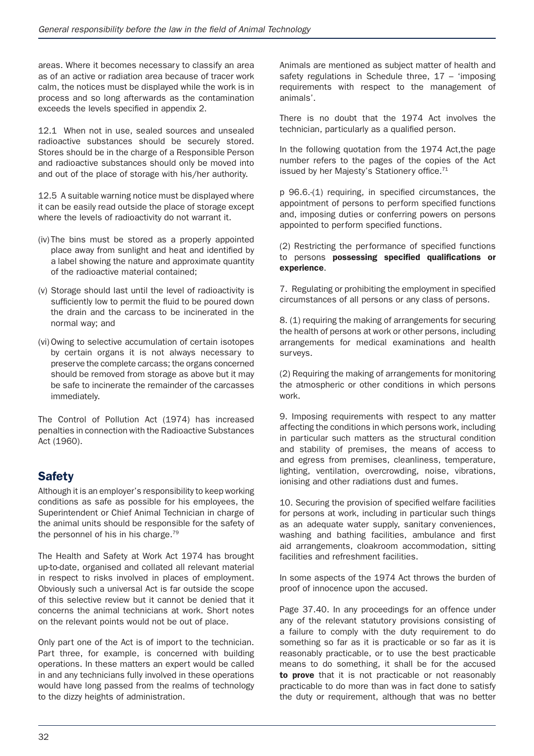areas. Where it becomes necessary to classify an area as of an active or radiation area because of tracer work calm, the notices must be displayed while the work is in process and so long afterwards as the contamination exceeds the levels specified in appendix 2.

12.1 When not in use, sealed sources and unsealed radioactive substances should be securely stored. Stores should be in the charge of a Responsible Person and radioactive substances should only be moved into and out of the place of storage with his/her authority.

12.5 A suitable warning notice must be displayed where it can be easily read outside the place of storage except where the levels of radioactivity do not warrant it.

(iv) The bins must be stored as a properly appointed place away from sunlight and heat and identified by a label showing the nature and approximate quantity of the radioactive material contained;

(v) Storage should last until the level of radioactivity is sufficiently low to permit the fluid to be poured down the drain and the carcass to be incinerated in the normal way; and

(vi) Owing to selective accumulation of certain isotopes by certain organs it is not always necessary to preserve the complete carcass; the organs concerned should be removed from storage as above but it may be safe to incinerate the remainder of the carcasses immediately.

The Control of Pollution Act (1974) has increased penalties in connection with the Radioactive Substances Act (1960).

## Safety

Although it is an employer's responsibility to keep working conditions as safe as possible for his employees, the Superintendent or Chief Animal Technician in charge of the animal units should be responsible for the safety of the personnel of his in his charge.[79]

The Health and Safety at Work Act 1974 has brought up-to-date, organised and collated all relevant material in respect to risks involved in places of employment. Obviously such a universal Act is far outside the scope of this selective review but it cannot be denied that it concerns the animal technicians at work. Short notes on the relevant points would not be out of place.

Only part one of the Act is of import to the technician. Part three, for example, is concerned with building operations. In these matters an expert would be called in and any technicians fully involved in these operations would have long passed from the realms of technology to the dizzy heights of administration.

Animals are mentioned as subject matter of health and safety regulations in Schedule three, 17 – 'imposing requirements with respect to the management of animals'.

There is no doubt that the 1974 Act involves the technician, particularly as a qualified person.

In the following quotation from the 1974 Act,the page number refers to the pages of the copies of the Act issued by her Majesty's Stationery office.[71]

p 96.6.-(1) requiring, in specified circumstances, the appointment of persons to perform specified functions and, imposing duties or conferring powers on persons appointed to perform specified functions.

(2) Restricting the performance of specified functions to persons **possessing specified qualifications or experience**.

7. Regulating or prohibiting the employment in specified circumstances of all persons or any class of persons.

8. (1) requiring the making of arrangements for securing the health of persons at work or other persons, including arrangements for medical examinations and health surveys.

(2) Requiring the making of arrangements for monitoring the atmospheric or other conditions in which persons work.

9. Imposing requirements with respect to any matter affecting the conditions in which persons work, including in particular such matters as the structural condition and stability of premises, the means of access to and egress from premises, cleanliness, temperature, lighting, ventilation, overcrowding, noise, vibrations, ionising and other radiations dust and fumes.

10. Securing the provision of specified welfare facilities for persons at work, including in particular such things as an adequate water supply, sanitary conveniences, washing and bathing facilities, ambulance and first aid arrangements, cloakroom accommodation, sitting facilities and refreshment facilities.

In some aspects of the 1974 Act throws the burden of proof of innocence upon the accused.

Page 37.40. In any proceedings for an offence under any of the relevant statutory provisions consisting of a failure to comply with the duty requirement to do something so far as it is practicable or so far as it is reasonably practicable, or to use the best practicable means to do something, it shall be for the accused **to prove** that it is not practicable or not reasonably practicable to do more than was in fact done to satisfy the duty or requirement, although that was no better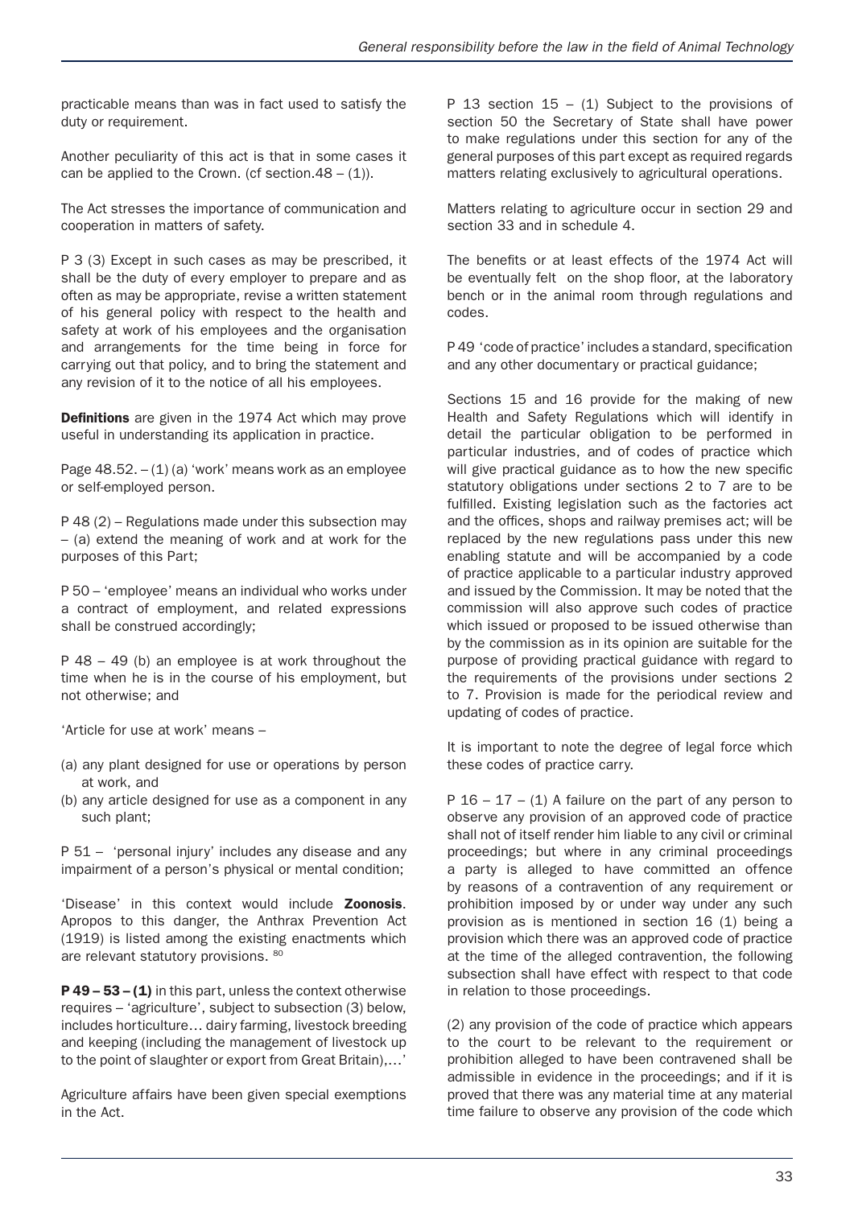practicable means than was in fact used to satisfy the duty or requirement.

Another peculiarity of this act is that in some cases it can be applied to the Crown. (cf section.48 – (1)).

The Act stresses the importance of communication and cooperation in matters of safety.

P 3 (3) Except in such cases as may be prescribed, it shall be the duty of every employer to prepare and as often as may be appropriate, revise a written statement of his general policy with respect to the health and safety at work of his employees and the organisation and arrangements for the time being in force for carrying out that policy, and to bring the statement and any revision of it to the notice of all his employees.

**Definitions** are given in the 1974 Act which may prove useful in understanding its application in practice.

Page 48.52. – (1) (a) 'work' means work as an employee or self-employed person.

P 48 (2) – Regulations made under this subsection may – (a) extend the meaning of work and at work for the purposes of this Part;

P 50 – 'employee' means an individual who works under a contract of employment, and related expressions shall be construed accordingly;

P 48 – 49 (b) an employee is at work throughout the time when he is in the course of his employment, but not otherwise; and

'Article for use at work' means –

(a) any plant designed for use or operations by person at work, and
(b) any article designed for use as a component in any such plant;

P 51 – 'personal injury' includes any disease and any impairment of a person's physical or mental condition;

'Disease' in this context would include **Zoonosis**. Apropos to this danger, the Anthrax Prevention Act (1919) is listed among the existing enactments which are relevant statutory provisions. [80]

**P 49 – 53 – (1)** in this part, unless the context otherwise requires – 'agriculture', subject to subsection (3) below, includes horticulture… dairy farming, livestock breeding and keeping (including the management of livestock up to the point of slaughter or export from Great Britain),…'

Agriculture affairs have been given special exemptions in the Act.

P 13 section 15 – (1) Subject to the provisions of section 50 the Secretary of State shall have power to make regulations under this section for any of the general purposes of this part except as required regards matters relating exclusively to agricultural operations.

Matters relating to agriculture occur in section 29 and section 33 and in schedule 4.

The benefits or at least effects of the 1974 Act will be eventually felt on the shop floor, at the laboratory bench or in the animal room through regulations and codes.

P 49 'code of practice' includes a standard, specification and any other documentary or practical guidance;

Sections 15 and 16 provide for the making of new Health and Safety Regulations which will identify in detail the particular obligation to be performed in particular industries, and of codes of practice which will give practical guidance as to how the new specific statutory obligations under sections 2 to 7 are to be fulfilled. Existing legislation such as the factories act and the offices, shops and railway premises act; will be replaced by the new regulations pass under this new enabling statute and will be accompanied by a code of practice applicable to a particular industry approved and issued by the Commission. It may be noted that the commission will also approve such codes of practice which issued or proposed to be issued otherwise than by the commission as in its opinion are suitable for the purpose of providing practical guidance with regard to the requirements of the provisions under sections 2 to 7. Provision is made for the periodical review and updating of codes of practice.

It is important to note the degree of legal force which these codes of practice carry.

P 16 – 17 – (1) A failure on the part of any person to observe any provision of an approved code of practice shall not of itself render him liable to any civil or criminal proceedings; but where in any criminal proceedings a party is alleged to have committed an offence by reasons of a contravention of any requirement or prohibition imposed by or under way under any such provision as is mentioned in section 16 (1) being a provision which there was an approved code of practice at the time of the alleged contravention, the following subsection shall have effect with respect to that code in relation to those proceedings.

(2) any provision of the code of practice which appears to the court to be relevant to the requirement or prohibition alleged to have been contravened shall be admissible in evidence in the proceedings; and if it is proved that there was any material time at any material time failure to observe any provision of the code which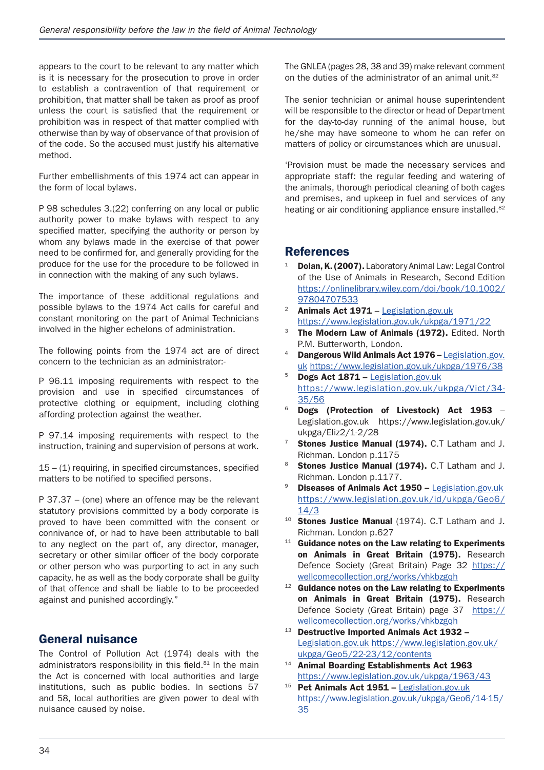appears to the court to be relevant to any matter which is it is necessary for the prosecution to prove in order to establish a contravention of that requirement or prohibition, that matter shall be taken as proof as proof unless the court is satisfied that the requirement or prohibition was in respect of that matter complied with otherwise than by way of observance of that provision of of the code. So the accused must justify his alternative method.

Further embellishments of this 1974 act can appear in the form of local bylaws.

P 98 schedules 3.(22) conferring on any local or public authority power to make bylaws with respect to any specified matter, specifying the authority or person by whom any bylaws made in the exercise of that power need to be confirmed for, and generally providing for the produce for the use for the procedure to be followed in in connection with the making of any such bylaws.

The importance of these additional regulations and possible bylaws to the 1974 Act calls for careful and constant monitoring on the part of Animal Technicians involved in the higher echelons of administration.

The following points from the 1974 act are of direct concern to the technician as an administrator:-

P 96.11 imposing requirements with respect to the provision and use in specified circumstances of protective clothing or equipment, including clothing affording protection against the weather.

P 97.14 imposing requirements with respect to the instruction, training and supervision of persons at work.

15 – (1) requiring, in specified circumstances, specified matters to be notified to specified persons.

P 37.37 – (one) where an offence may be the relevant statutory provisions committed by a body corporate is proved to have been committed with the consent or connivance of, or had to have been attributable to ball to any neglect on the part of, any director, manager, secretary or other similar officer of the body corporate or other person who was purporting to act in any such capacity, he as well as the body corporate shall be guilty of that offence and shall be liable to to be proceeded against and punished accordingly."

## General nuisance

The Control of Pollution Act (1974) deals with the administrators responsibility in this field.[81] In the main the Act is concerned with local authorities and large institutions, such as public bodies. In sections 57 and 58, local authorities are given power to deal with nuisance caused by noise.

The GNLEA (pages 28, 38 and 39) make relevant comment on the duties of the administrator of an animal unit.[82]

The senior technician or animal house superintendent will be responsible to the director or head of Department for the day-to-day running of the animal house, but he/she may have someone to whom he can refer on matters of policy or circumstances which are unusual.

'Provision must be made the necessary services and appropriate staff: the regular feeding and watering of the animals, thorough periodical cleaning of both cages and premises, and upkeep in fuel and services of any heating or air conditioning appliance ensure installed.[82]

## References

1. **Dolan, K. (2007).** Laboratory Animal Law: Legal Control of the Use of Animals in Research, Second Edition https://onlinelibrary.wiley.com/doi/book/10.1002/97804707533
2. **Animals Act 1971** – Legislation.gov.uk https://www.legislation.gov.uk/ukpga/1971/22
3. **The Modern Law of Animals (1972).** Edited. North P.M. Butterworth, London.
4. **Dangerous Wild Animals Act 1976 –** Legislation.gov.uk https://www.legislation.gov.uk/ukpga/1976/38
5. **Dogs Act 1871 –** Legislation.gov.uk https://www.legislation.gov.uk/ukpga/Vict/34-35/56
6. **Dogs (Protection of Livestock) Act 1953** – Legislation.gov.uk https://www.legislation.gov.uk/ukpga/Eliz2/1-2/28
7. **Stones Justice Manual (1974).** C.T Latham and J. Richman. London p.1175
8. **Stones Justice Manual (1974).** C.T Latham and J. Richman. London p.1177.
9. **Diseases of Animals Act 1950 –** Legislation.gov.uk https://www.legislation.gov.uk/id/ukpga/Geo6/14/3
10. **Stones Justice Manual** (1974). C.T Latham and J. Richman. London p.627
11. **Guidance notes on the Law relating to Experiments on Animals in Great Britain (1975).** Research Defence Society (Great Britain) Page 32 https://wellcomecollection.org/works/vhkbzgqh
12. **Guidance notes on the Law relating to Experiments on Animals in Great Britain (1975).** Research Defence Society (Great Britain) page 37 https://wellcomecollection.org/works/vhkbzgqh
13. **Destructive Imported Animals Act 1932 –** Legislation.gov.uk https://www.legislation.gov.uk/ukpga/Geo5/22-23/12/contents
14. **Animal Boarding Establishments Act 1963** https://www.legislation.gov.uk/ukpga/1963/43
15. **Pet Animals Act 1951 –** Legislation.gov.uk https://www.legislation.gov.uk/ukpga/Geo6/14-15/35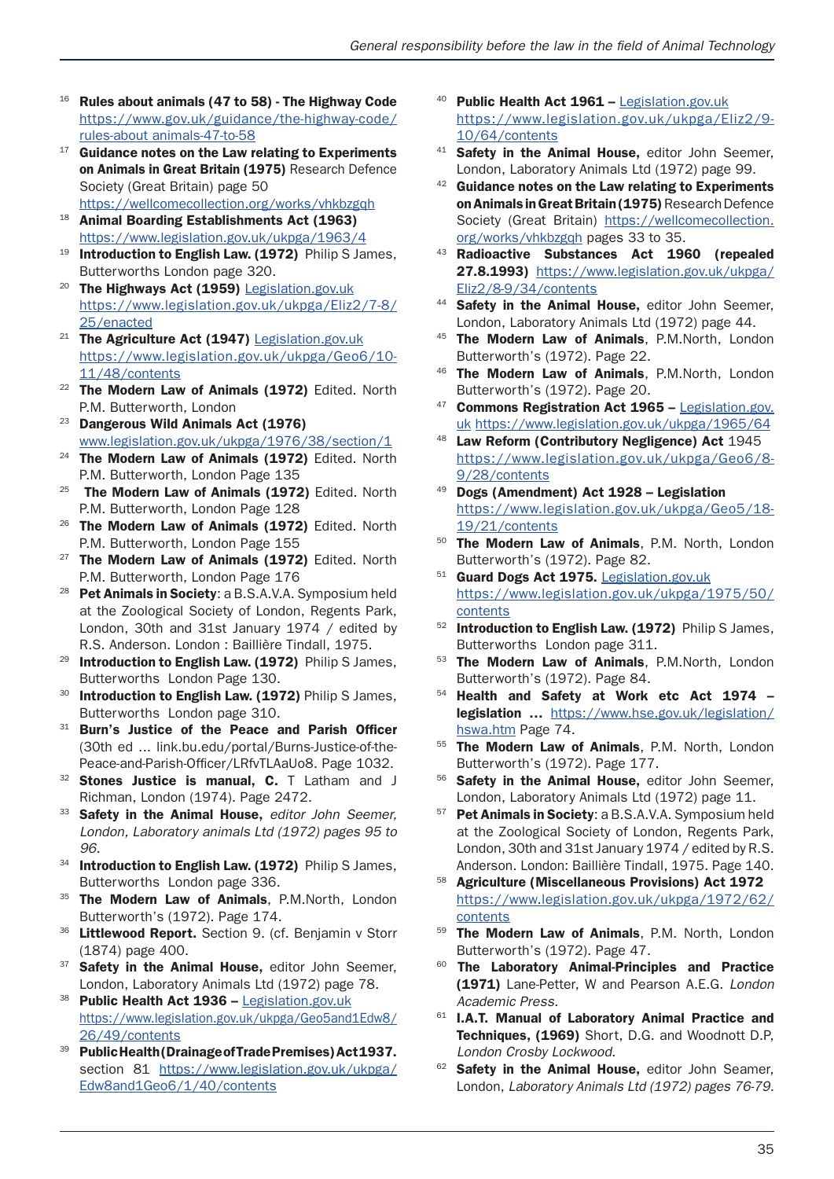[16] **Rules about animals (47 to 58) - The Highway Code** https://www.gov.uk/guidance/the-highway-code/rules-about animals-47-to-58

[17] **Guidance notes on the Law relating to Experiments on Animals in Great Britain (1975)** Research Defence Society (Great Britain) page 50 https://wellcomecollection.org/works/vhkbzgqh

[18] **Animal Boarding Establishments Act (1963)** https://www.legislation.gov.uk/ukpga/1963/4

[19] **Introduction to English Law. (1972)** Philip S James, Butterworths London page 320.

[20] **The Highways Act (1959)** Legislation.gov.uk https://www.legislation.gov.uk/ukpga/Eliz2/7-8/25/enacted

[21] **The Agriculture Act (1947)** Legislation.gov.uk https://www.legislation.gov.uk/ukpga/Geo6/10-11/48/contents

[22] **The Modern Law of Animals (1972)** Edited. North P.M. Butterworth, London

[23] **Dangerous Wild Animals Act (1976)** www.legislation.gov.uk/ukpga/1976/38/section/1

[24] **The Modern Law of Animals (1972)** Edited. North P.M. Butterworth, London Page 135

[25] **The Modern Law of Animals (1972)** Edited. North P.M. Butterworth, London Page 128

[26] **The Modern Law of Animals (1972)** Edited. North P.M. Butterworth, London Page 155

[27] **The Modern Law of Animals (1972)** Edited. North P.M. Butterworth, London Page 176

[28] **Pet Animals in Society**: a B.S.A.V.A. Symposium held at the Zoological Society of London, Regents Park, London, 30th and 31st January 1974 / edited by R.S. Anderson. London : Baillière Tindall, 1975.

[29] **Introduction to English Law. (1972)** Philip S James, Butterworths London Page 130.

[30] **Introduction to English Law. (1972)** Philip S James, Butterworths London page 310.

[31] **Burn's Justice of the Peace and Parish Officer** (30th ed ... link.bu.edu/portal/Burns-Justice-of-the-Peace-and-Parish-Officer/LRfvTLAaUo8. Page 1032.

[32] **Stones Justice is manual, C.** T Latham and J Richman, London (1974). Page 2472.

[33] **Safety in the Animal House,** *editor John Seemer, London, Laboratory animals Ltd (1972) pages 95 to 96.*

[34] **Introduction to English Law. (1972)** Philip S James, Butterworths London page 336.

[35] **The Modern Law of Animals**, P.M.North, London Butterworth's (1972). Page 174.

[36] **Littlewood Report.** Section 9. (cf. Benjamin v Storr (1874) page 400.

[37] **Safety in the Animal House,** editor John Seemer, London, Laboratory Animals Ltd (1972) page 78.

[38] **Public Health Act 1936 –** Legislation.gov.uk https://www.legislation.gov.uk/ukpga/Geo5and1Edw8/26/49/contents

[39] **Public Health (Drainage of Trade Premises) Act 1937.** section 81 https://www.legislation.gov.uk/ukpga/Edw8and1Geo6/1/40/contents

[40] **Public Health Act 1961 –** Legislation.gov.uk https://www.legislation.gov.uk/ukpga/Eliz2/9-10/64/contents

[41] **Safety in the Animal House,** editor John Seemer, London, Laboratory Animals Ltd (1972) page 99.

[42] **Guidance notes on the Law relating to Experiments on Animals in Great Britain (1975)** Research Defence Society (Great Britain) https://wellcomecollection.org/works/vhkbzgqh pages 33 to 35.

[43] **Radioactive Substances Act 1960 (repealed 27.8.1993)** https://www.legislation.gov.uk/ukpga/Eliz2/8-9/34/contents

[44] **Safety in the Animal House,** editor John Seemer, London, Laboratory Animals Ltd (1972) page 44.

[45] **The Modern Law of Animals**, P.M.North, London Butterworth's (1972). Page 22.

[46] **The Modern Law of Animals**, P.M.North, London Butterworth's (1972). Page 20.

[47] **Commons Registration Act 1965 –** Legislation.gov.uk https://www.legislation.gov.uk/ukpga/1965/64

[48] **Law Reform (Contributory Negligence) Act** 1945 https://www.legislation.gov.uk/ukpga/Geo6/8-9/28/contents

[49] **Dogs (Amendment) Act 1928 – Legislation** https://www.legislation.gov.uk/ukpga/Geo5/18-19/21/contents

[50] **The Modern Law of Animals**, P.M. North, London Butterworth's (1972). Page 82.

[51] **Guard Dogs Act 1975.** Legislation.gov.uk https://www.legislation.gov.uk/ukpga/1975/50/contents

[52] **Introduction to English Law. (1972)** Philip S James, Butterworths London page 311.

[53] **The Modern Law of Animals**, P.M.North, London Butterworth's (1972). Page 84.

[54] **Health and Safety at Work etc Act 1974 – legislation ...** https://www.hse.gov.uk/legislation/hswa.htm Page 74.

[55] **The Modern Law of Animals**, P.M. North, London Butterworth's (1972). Page 177.

[56] **Safety in the Animal House,** editor John Seemer, London, Laboratory Animals Ltd (1972) page 11.

[57] **Pet Animals in Society**: a B.S.A.V.A. Symposium held at the Zoological Society of London, Regents Park, London, 30th and 31st January 1974 / edited by R.S. Anderson. London: Baillière Tindall, 1975. Page 140.

[58] **Agriculture (Miscellaneous Provisions) Act 1972** https://www.legislation.gov.uk/ukpga/1972/62/contents

[59] **The Modern Law of Animals**, P.M. North, London Butterworth's (1972). Page 47.

[60] **The Laboratory Animal-Principles and Practice (1971)** Lane-Petter, W and Pearson A.E.G. *London Academic Press.*

[61] **I.A.T. Manual of Laboratory Animal Practice and Techniques, (1969)** Short, D.G. and Woodnott D.P, *London Crosby Lockwood.*

[62] **Safety in the Animal House,** editor John Seamer, London, *Laboratory Animals Ltd (1972) pages 76-79.*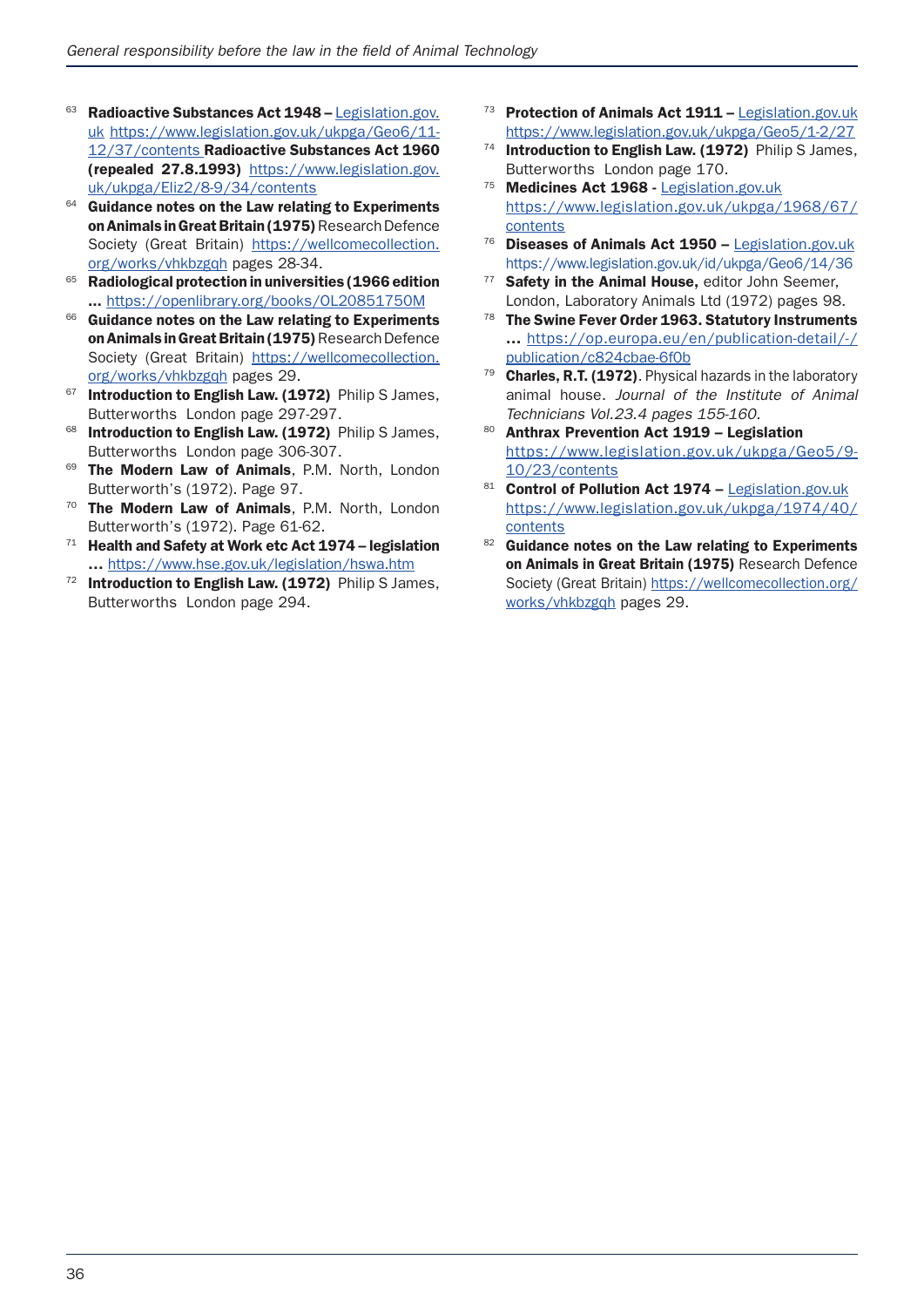63 **Radioactive Substances Act 1948 –** Legislation.gov.uk https://www.legislation.gov.uk/ukpga/Geo6/11-12/37/contents **Radioactive Substances Act 1960 (repealed 27.8.1993)** https://www.legislation.gov.uk/ukpga/Eliz2/8-9/34/contents

64 **Guidance notes on the Law relating to Experiments on Animals in Great Britain (1975)** Research Defence Society (Great Britain) https://wellcomecollection.org/works/vhkbzgqh pages 28-34.

65 **Radiological protection in universities (1966 edition ...** https://openlibrary.org/books/OL20851750M

66 **Guidance notes on the Law relating to Experiments on Animals in Great Britain (1975)** Research Defence Society (Great Britain) https://wellcomecollection.org/works/vhkbzgqh pages 29.

67 **Introduction to English Law. (1972)** Philip S James, Butterworths London page 297-297.

68 **Introduction to English Law. (1972)** Philip S James, Butterworths London page 306-307.

69 **The Modern Law of Animals**, P.M. North, London Butterworth's (1972). Page 97.

70 **The Modern Law of Animals**, P.M. North, London Butterworth's (1972). Page 61-62.

71 **Health and Safety at Work etc Act 1974 – legislation ...** https://www.hse.gov.uk/legislation/hswa.htm

72 **Introduction to English Law. (1972)** Philip S James, Butterworths London page 294.

73 **Protection of Animals Act 1911 –** Legislation.gov.uk https://www.legislation.gov.uk/ukpga/Geo5/1-2/27

74 **Introduction to English Law. (1972)** Philip S James, Butterworths London page 170.

75 **Medicines Act 1968 -** Legislation.gov.uk https://www.legislation.gov.uk/ukpga/1968/67/contents

76 **Diseases of Animals Act 1950 –** Legislation.gov.uk https://www.legislation.gov.uk/id/ukpga/Geo6/14/36

77 **Safety in the Animal House,** editor John Seemer, London, Laboratory Animals Ltd (1972) pages 98.

78 **The Swine Fever Order 1963. Statutory Instruments ...** https://op.europa.eu/en/publication-detail/-/publication/c824cbae-6f0b

79 **Charles, R.T. (1972)**. Physical hazards in the laboratory animal house. *Journal of the Institute of Animal Technicians Vol.23.4 pages 155-160.*

80 **Anthrax Prevention Act 1919 – Legislation** https://www.legislation.gov.uk/ukpga/Geo5/9-10/23/contents

81 **Control of Pollution Act 1974 –** Legislation.gov.uk https://www.legislation.gov.uk/ukpga/1974/40/contents

82 **Guidance notes on the Law relating to Experiments on Animals in Great Britain (1975)** Research Defence Society (Great Britain) https://wellcomecollection.org/works/vhkbzgqh pages 29.